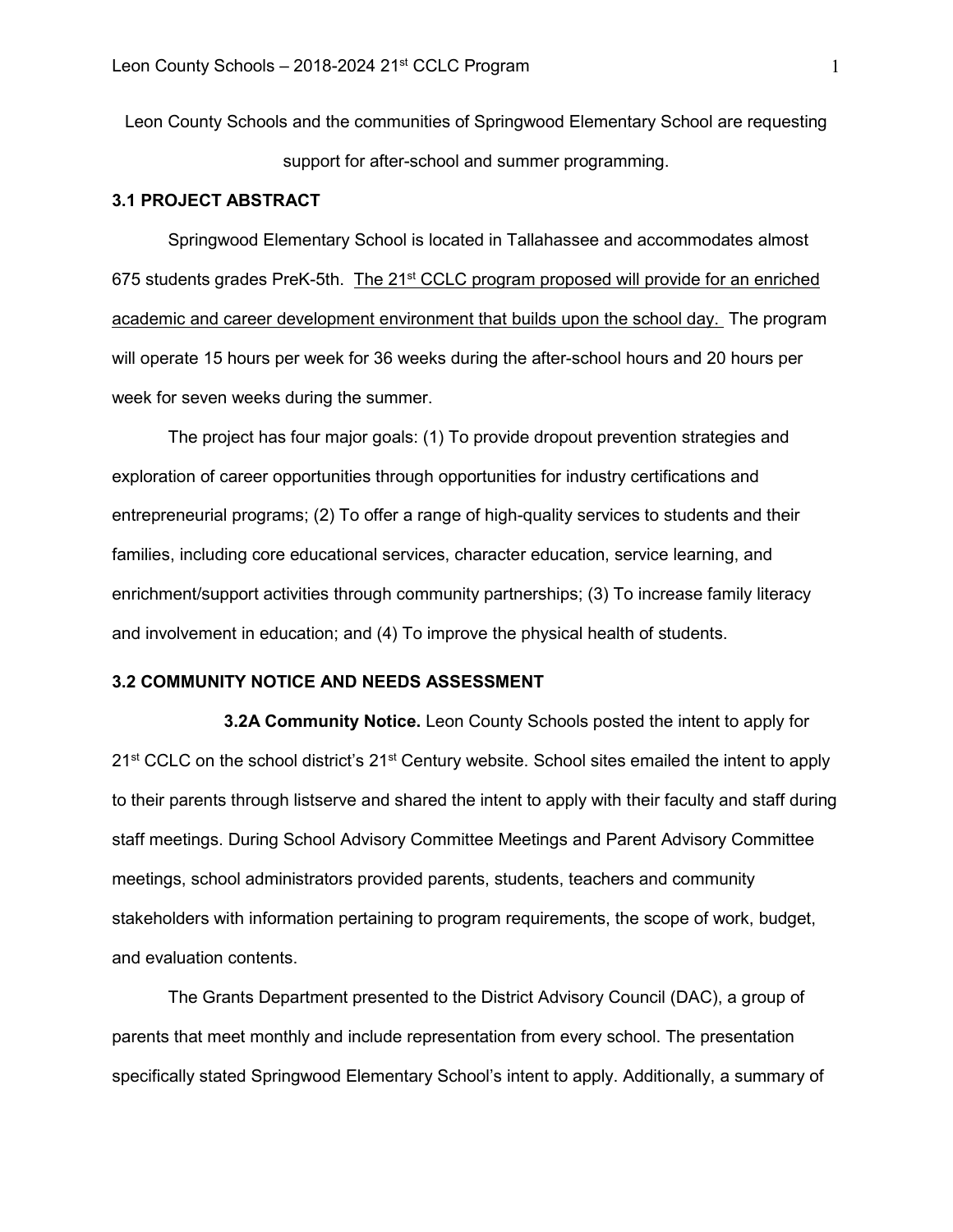Leon County Schools and the communities of Springwood Elementary School are requesting support for after-school and summer programming.

## 3.1 PROJECT ABSTRACT

Springwood Elementary School is located in Tallahassee and accommodates almost 675 students grades PreK-5th. <u>The 21st CCLC program proposed will provide for an enriched academic and career development environment that builds upon the school day.</u> The program will operate 15 hours per week for 36 weeks during the after-school hours and 20 hours per week for seven weeks during the summer.

The project has four major goals: (1) To provide dropout prevention strategies and exploration of career opportunities through opportunities for industry certifications and entrepreneurial programs; (2) To offer a range of high-quality services to students and their families, including core educational services, character education, service learning, and enrichment/support activities through community partnerships; (3) To increase family literacy and involvement in education; and (4) To improve the physical health of students.

## 3.2 COMMUNITY NOTICE AND NEEDS ASSESSMENT

**3.2A Community Notice.** Leon County Schools posted the intent to apply for 21st CCLC on the school district's 21st Century website. School sites emailed the intent to apply to their parents through listserve and shared the intent to apply with their faculty and staff during staff meetings. During School Advisory Committee Meetings and Parent Advisory Committee meetings, school administrators provided parents, students, teachers and community stakeholders with information pertaining to program requirements, the scope of work, budget, and evaluation contents.

The Grants Department presented to the District Advisory Council (DAC), a group of parents that meet monthly and include representation from every school. The presentation specifically stated Springwood Elementary School's intent to apply. Additionally, a summary of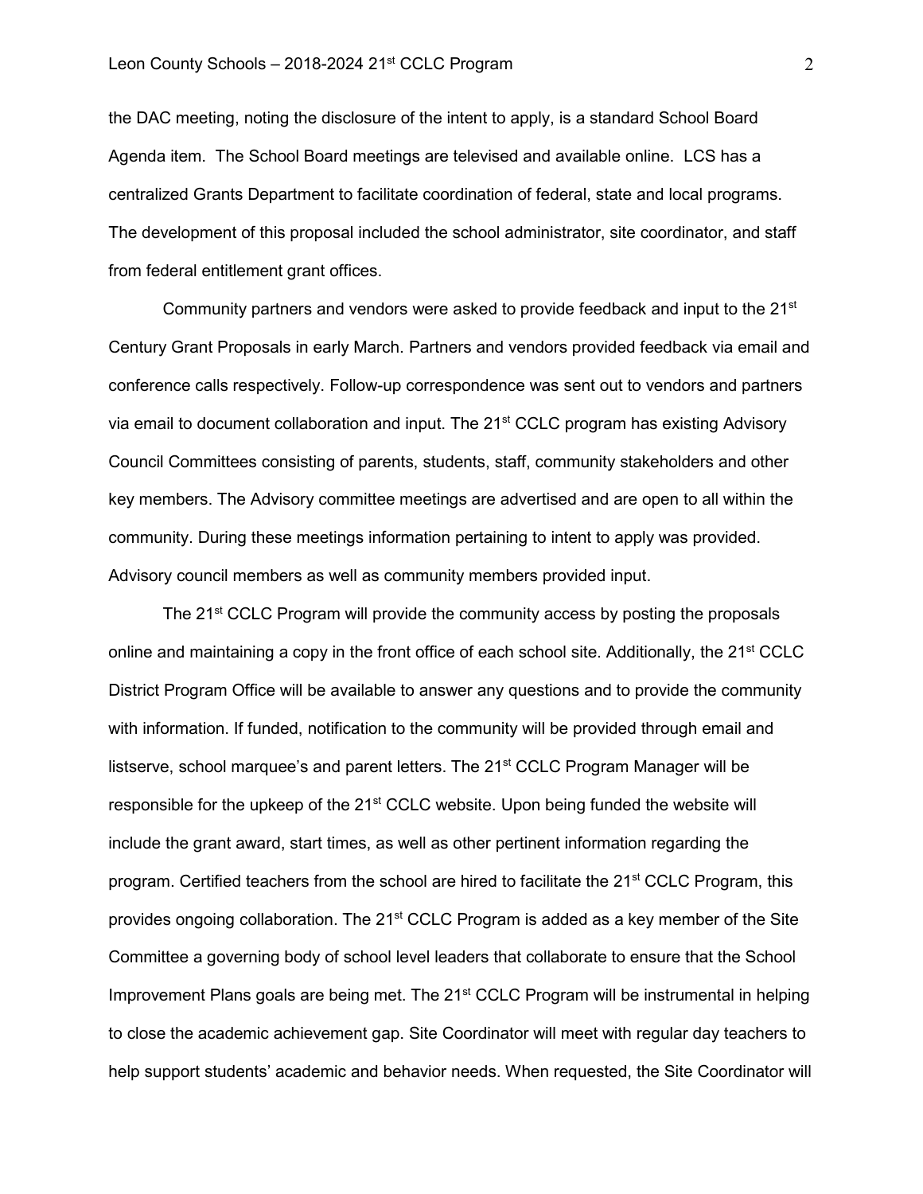the DAC meeting, noting the disclosure of the intent to apply, is a standard School Board Agenda item. The School Board meetings are televised and available online. LCS has a centralized Grants Department to facilitate coordination of federal, state and local programs. The development of this proposal included the school administrator, site coordinator, and staff from federal entitlement grant offices.

Community partners and vendors were asked to provide feedback and input to the 21st Century Grant Proposals in early March. Partners and vendors provided feedback via email and conference calls respectively. Follow-up correspondence was sent out to vendors and partners via email to document collaboration and input. The 21st CCLC program has existing Advisory Council Committees consisting of parents, students, staff, community stakeholders and other key members. The Advisory committee meetings are advertised and are open to all within the community. During these meetings information pertaining to intent to apply was provided. Advisory council members as well as community members provided input.

The 21st CCLC Program will provide the community access by posting the proposals online and maintaining a copy in the front office of each school site. Additionally, the 21st CCLC District Program Office will be available to answer any questions and to provide the community with information. If funded, notification to the community will be provided through email and listserve, school marquee's and parent letters. The 21st CCLC Program Manager will be responsible for the upkeep of the 21st CCLC website. Upon being funded the website will include the grant award, start times, as well as other pertinent information regarding the program. Certified teachers from the school are hired to facilitate the 21st CCLC Program, this provides ongoing collaboration. The 21st CCLC Program is added as a key member of the Site Committee a governing body of school level leaders that collaborate to ensure that the School Improvement Plans goals are being met. The 21st CCLC Program will be instrumental in helping to close the academic achievement gap. Site Coordinator will meet with regular day teachers to help support students' academic and behavior needs. When requested, the Site Coordinator will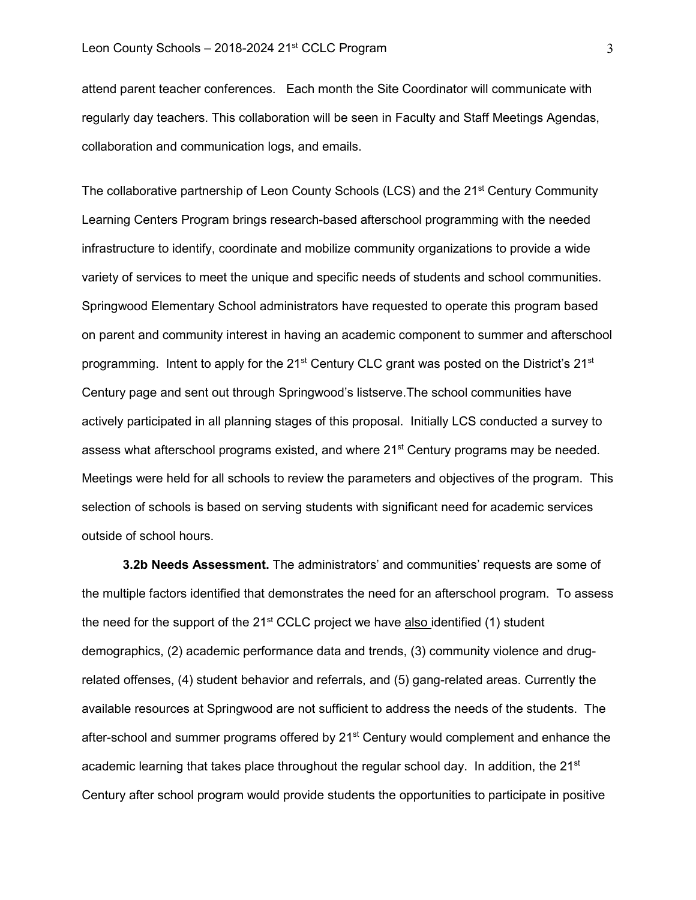attend parent teacher conferences. Each month the Site Coordinator will communicate with regularly day teachers. This collaboration will be seen in Faculty and Staff Meetings Agendas, collaboration and communication logs, and emails.

The collaborative partnership of Leon County Schools (LCS) and the 21st Century Community Learning Centers Program brings research-based afterschool programming with the needed infrastructure to identify, coordinate and mobilize community organizations to provide a wide variety of services to meet the unique and specific needs of students and school communities. Springwood Elementary School administrators have requested to operate this program based on parent and community interest in having an academic component to summer and afterschool programming. Intent to apply for the 21st Century CLC grant was posted on the District's 21st Century page and sent out through Springwood's listserve.The school communities have actively participated in all planning stages of this proposal. Initially LCS conducted a survey to assess what afterschool programs existed, and where 21st Century programs may be needed. Meetings were held for all schools to review the parameters and objectives of the program. This selection of schools is based on serving students with significant need for academic services outside of school hours.

**3.2b Needs Assessment.** The administrators' and communities' requests are some of the multiple factors identified that demonstrates the need for an afterschool program. To assess the need for the support of the 21st CCLC project we have also identified (1) student demographics, (2) academic performance data and trends, (3) community violence and drug-related offenses, (4) student behavior and referrals, and (5) gang-related areas. Currently the available resources at Springwood are not sufficient to address the needs of the students. The after-school and summer programs offered by 21st Century would complement and enhance the academic learning that takes place throughout the regular school day. In addition, the 21st Century after school program would provide students the opportunities to participate in positive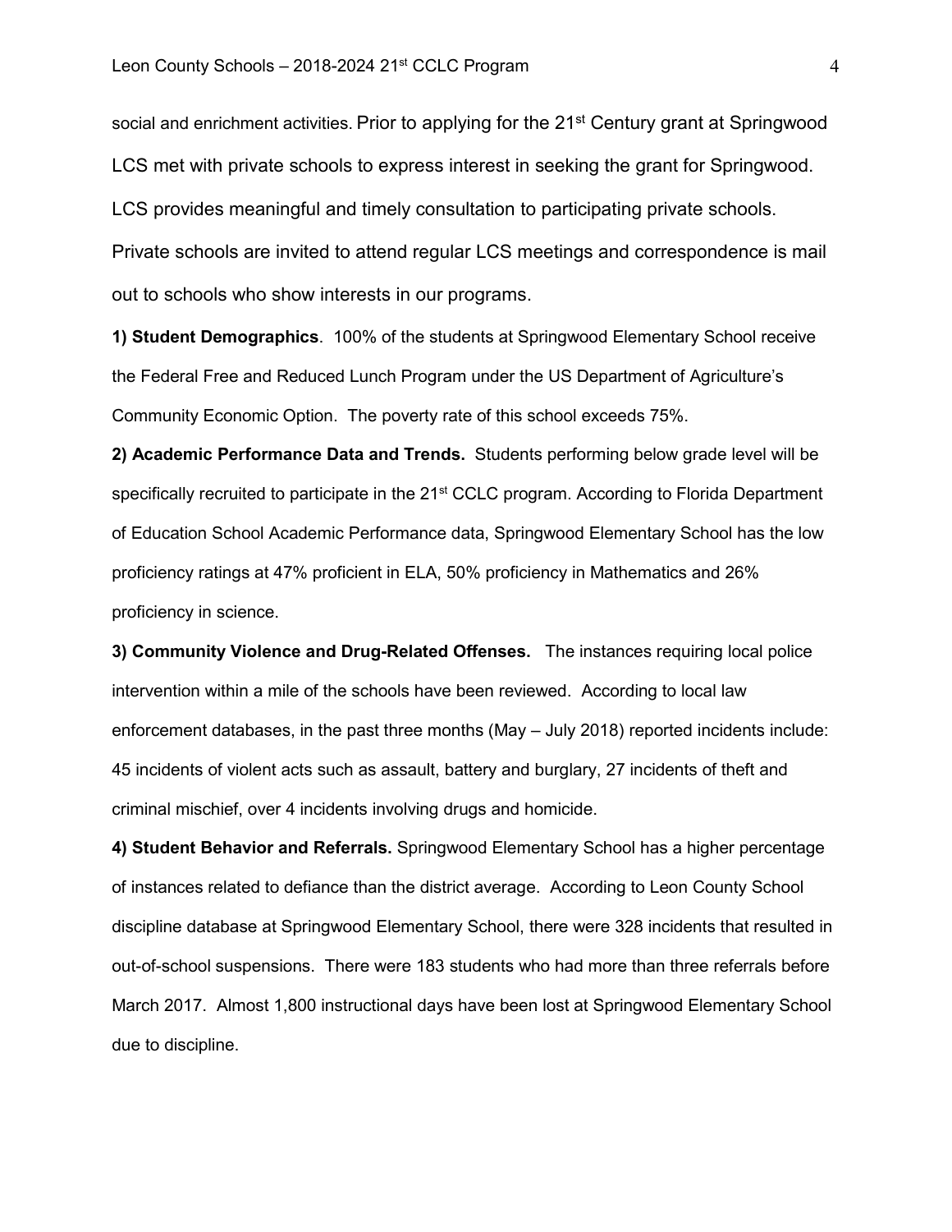social and enrichment activities. Prior to applying for the 21st Century grant at Springwood LCS met with private schools to express interest in seeking the grant for Springwood. LCS provides meaningful and timely consultation to participating private schools. Private schools are invited to attend regular LCS meetings and correspondence is mail out to schools who show interests in our programs.

**1) Student Demographics**. 100% of the students at Springwood Elementary School receive the Federal Free and Reduced Lunch Program under the US Department of Agriculture's Community Economic Option. The poverty rate of this school exceeds 75%.

**2) Academic Performance Data and Trends.** Students performing below grade level will be specifically recruited to participate in the 21st CCLC program. According to Florida Department of Education School Academic Performance data, Springwood Elementary School has the low proficiency ratings at 47% proficient in ELA, 50% proficiency in Mathematics and 26% proficiency in science.

**3) Community Violence and Drug-Related Offenses.** The instances requiring local police intervention within a mile of the schools have been reviewed. According to local law enforcement databases, in the past three months (May – July 2018) reported incidents include: 45 incidents of violent acts such as assault, battery and burglary, 27 incidents of theft and criminal mischief, over 4 incidents involving drugs and homicide.

**4) Student Behavior and Referrals.** Springwood Elementary School has a higher percentage of instances related to defiance than the district average. According to Leon County School discipline database at Springwood Elementary School, there were 328 incidents that resulted in out-of-school suspensions. There were 183 students who had more than three referrals before March 2017. Almost 1,800 instructional days have been lost at Springwood Elementary School due to discipline.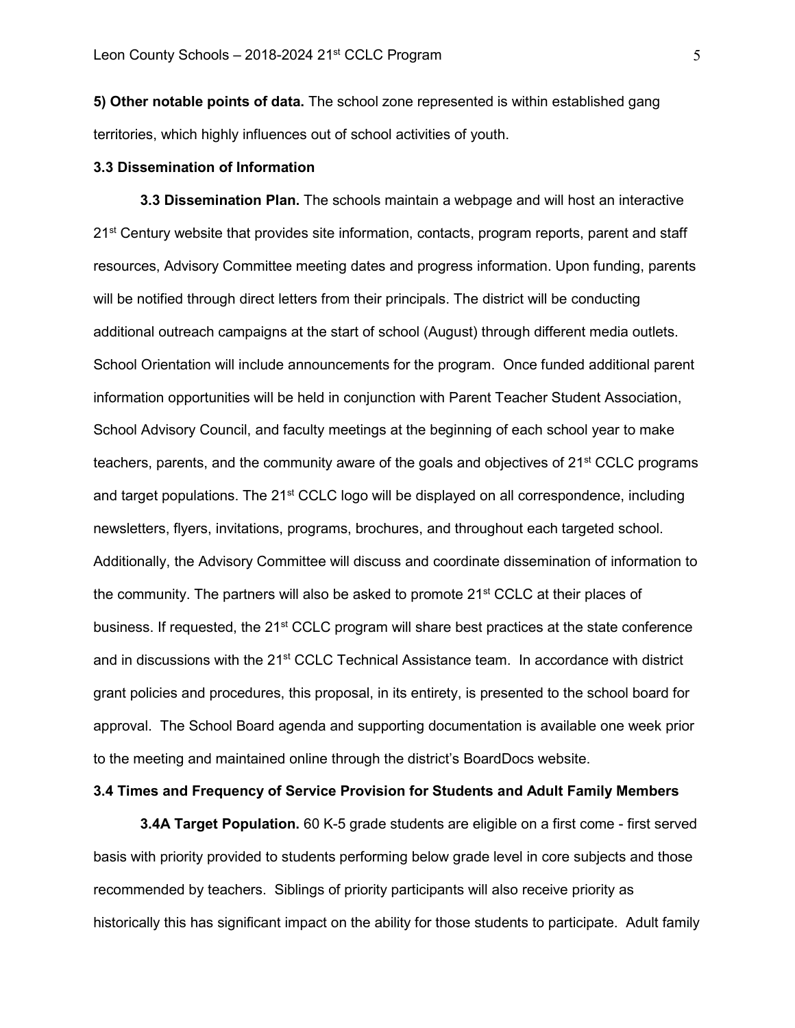**5) Other notable points of data.** The school zone represented is within established gang territories, which highly influences out of school activities of youth.

### 3.3 Dissemination of Information

**3.3 Dissemination Plan.** The schools maintain a webpage and will host an interactive 21st Century website that provides site information, contacts, program reports, parent and staff resources, Advisory Committee meeting dates and progress information. Upon funding, parents will be notified through direct letters from their principals. The district will be conducting additional outreach campaigns at the start of school (August) through different media outlets. School Orientation will include announcements for the program. Once funded additional parent information opportunities will be held in conjunction with Parent Teacher Student Association, School Advisory Council, and faculty meetings at the beginning of each school year to make teachers, parents, and the community aware of the goals and objectives of 21st CCLC programs and target populations. The 21st CCLC logo will be displayed on all correspondence, including newsletters, flyers, invitations, programs, brochures, and throughout each targeted school. Additionally, the Advisory Committee will discuss and coordinate dissemination of information to the community. The partners will also be asked to promote 21st CCLC at their places of business. If requested, the 21st CCLC program will share best practices at the state conference and in discussions with the 21st CCLC Technical Assistance team. In accordance with district grant policies and procedures, this proposal, in its entirety, is presented to the school board for approval. The School Board agenda and supporting documentation is available one week prior to the meeting and maintained online through the district's BoardDocs website.

### 3.4 Times and Frequency of Service Provision for Students and Adult Family Members

**3.4A Target Population.** 60 K-5 grade students are eligible on a first come - first served basis with priority provided to students performing below grade level in core subjects and those recommended by teachers. Siblings of priority participants will also receive priority as historically this has significant impact on the ability for those students to participate. Adult family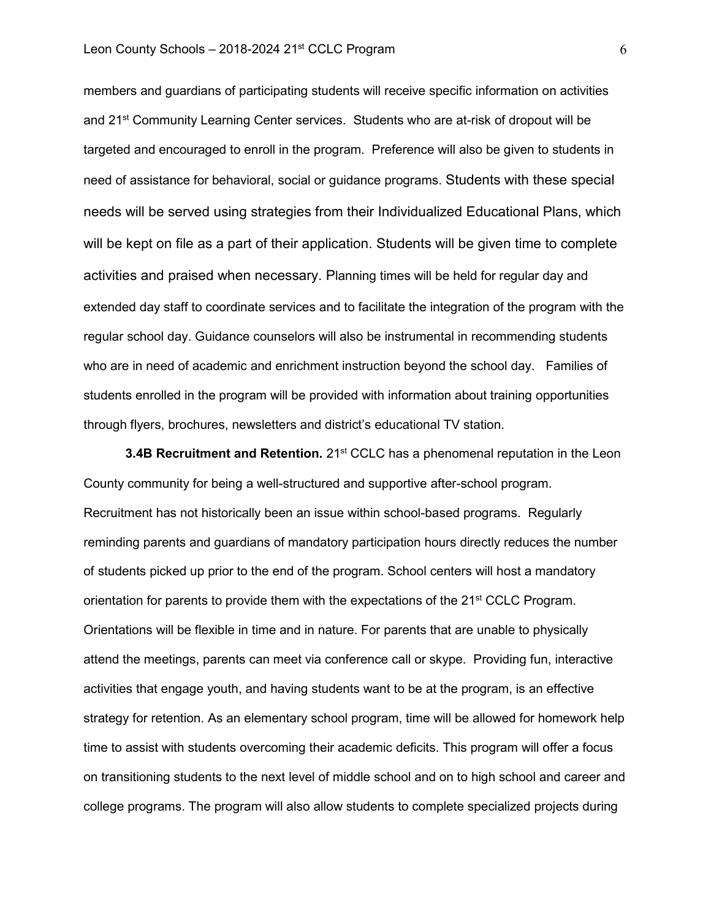members and guardians of participating students will receive specific information on activities and 21st Community Learning Center services. Students who are at-risk of dropout will be targeted and encouraged to enroll in the program. Preference will also be given to students in need of assistance for behavioral, social or guidance programs. Students with these special needs will be served using strategies from their Individualized Educational Plans, which will be kept on file as a part of their application. Students will be given time to complete activities and praised when necessary. Planning times will be held for regular day and extended day staff to coordinate services and to facilitate the integration of the program with the regular school day. Guidance counselors will also be instrumental in recommending students who are in need of academic and enrichment instruction beyond the school day. Families of students enrolled in the program will be provided with information about training opportunities through flyers, brochures, newsletters and district's educational TV station.

**3.4B Recruitment and Retention.** 21st CCLC has a phenomenal reputation in the Leon County community for being a well-structured and supportive after-school program. Recruitment has not historically been an issue within school-based programs. Regularly reminding parents and guardians of mandatory participation hours directly reduces the number of students picked up prior to the end of the program. School centers will host a mandatory orientation for parents to provide them with the expectations of the 21st CCLC Program. Orientations will be flexible in time and in nature. For parents that are unable to physically attend the meetings, parents can meet via conference call or skype. Providing fun, interactive activities that engage youth, and having students want to be at the program, is an effective strategy for retention. As an elementary school program, time will be allowed for homework help time to assist with students overcoming their academic deficits. This program will offer a focus on transitioning students to the next level of middle school and on to high school and career and college programs. The program will also allow students to complete specialized projects during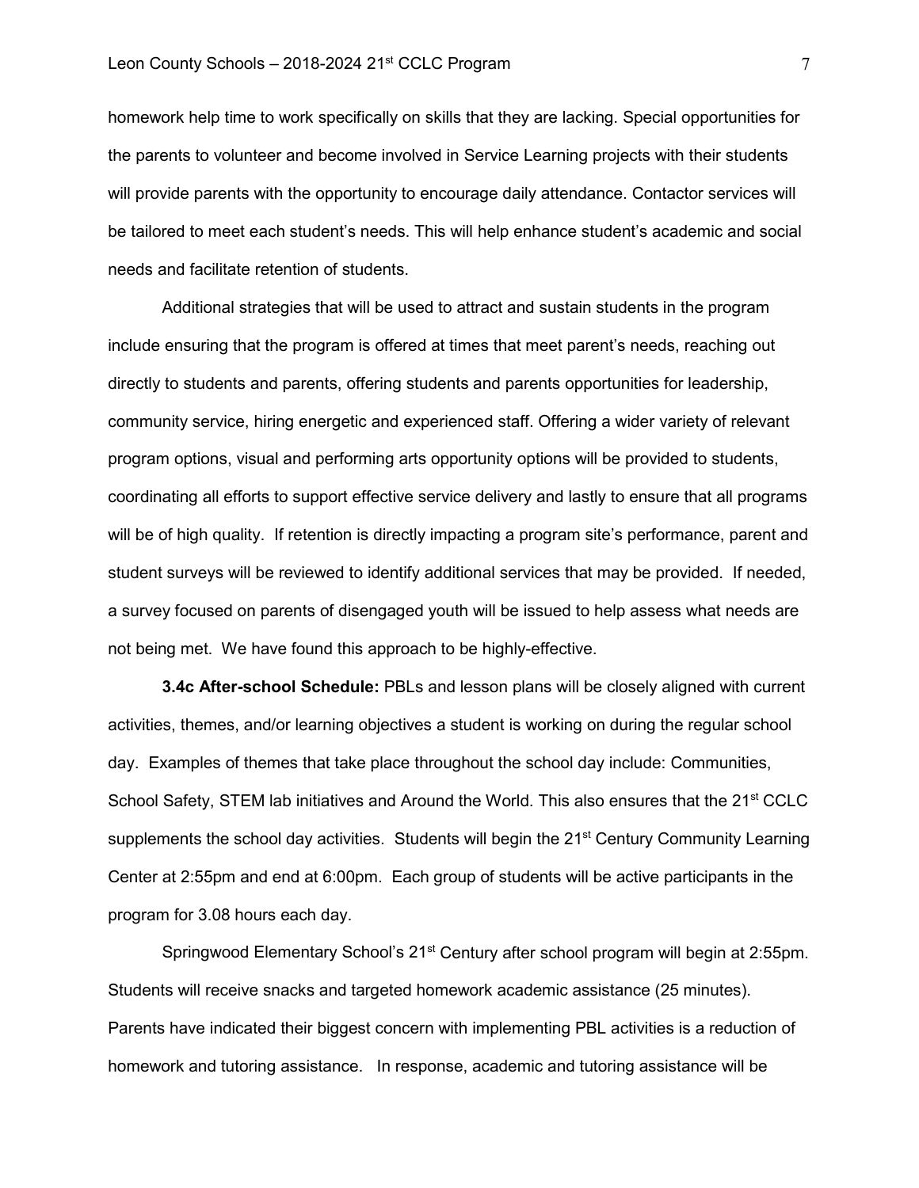homework help time to work specifically on skills that they are lacking. Special opportunities for the parents to volunteer and become involved in Service Learning projects with their students will provide parents with the opportunity to encourage daily attendance. Contactor services will be tailored to meet each student's needs. This will help enhance student's academic and social needs and facilitate retention of students.

Additional strategies that will be used to attract and sustain students in the program include ensuring that the program is offered at times that meet parent's needs, reaching out directly to students and parents, offering students and parents opportunities for leadership, community service, hiring energetic and experienced staff. Offering a wider variety of relevant program options, visual and performing arts opportunity options will be provided to students, coordinating all efforts to support effective service delivery and lastly to ensure that all programs will be of high quality. If retention is directly impacting a program site's performance, parent and student surveys will be reviewed to identify additional services that may be provided. If needed, a survey focused on parents of disengaged youth will be issued to help assess what needs are not being met. We have found this approach to be highly-effective.

**3.4c After-school Schedule:** PBLs and lesson plans will be closely aligned with current activities, themes, and/or learning objectives a student is working on during the regular school day. Examples of themes that take place throughout the school day include: Communities, School Safety, STEM lab initiatives and Around the World. This also ensures that the 21st CCLC supplements the school day activities. Students will begin the 21st Century Community Learning Center at 2:55pm and end at 6:00pm. Each group of students will be active participants in the program for 3.08 hours each day.

Springwood Elementary School's 21st Century after school program will begin at 2:55pm. Students will receive snacks and targeted homework academic assistance (25 minutes). Parents have indicated their biggest concern with implementing PBL activities is a reduction of homework and tutoring assistance. In response, academic and tutoring assistance will be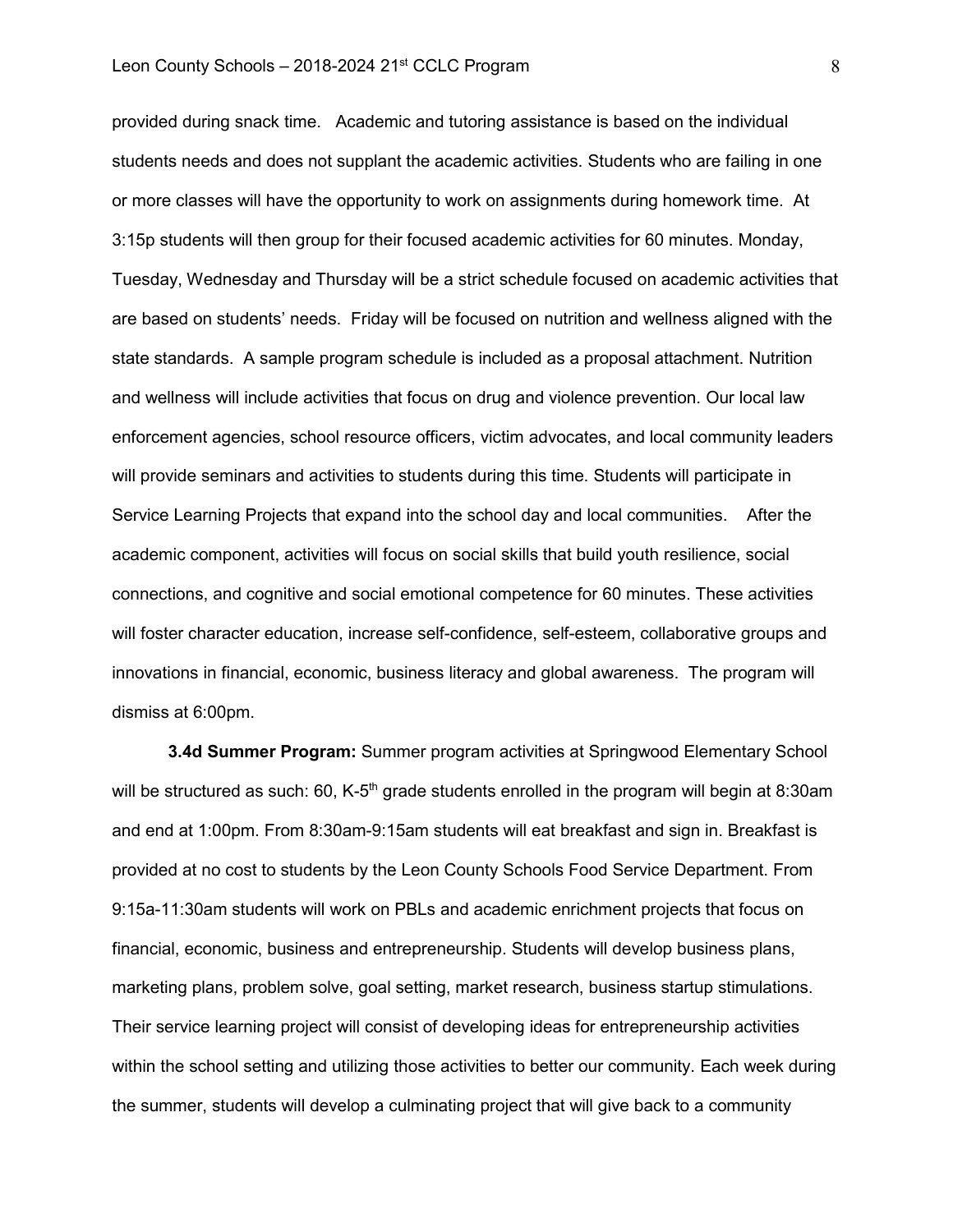provided during snack time. Academic and tutoring assistance is based on the individual students needs and does not supplant the academic activities. Students who are failing in one or more classes will have the opportunity to work on assignments during homework time. At 3:15p students will then group for their focused academic activities for 60 minutes. Monday, Tuesday, Wednesday and Thursday will be a strict schedule focused on academic activities that are based on students' needs. Friday will be focused on nutrition and wellness aligned with the state standards. A sample program schedule is included as a proposal attachment. Nutrition and wellness will include activities that focus on drug and violence prevention. Our local law enforcement agencies, school resource officers, victim advocates, and local community leaders will provide seminars and activities to students during this time. Students will participate in Service Learning Projects that expand into the school day and local communities. After the academic component, activities will focus on social skills that build youth resilience, social connections, and cognitive and social emotional competence for 60 minutes. These activities will foster character education, increase self-confidence, self-esteem, collaborative groups and innovations in financial, economic, business literacy and global awareness. The program will dismiss at 6:00pm.

**3.4d Summer Program:** Summer program activities at Springwood Elementary School will be structured as such: 60, K-5th grade students enrolled in the program will begin at 8:30am and end at 1:00pm. From 8:30am-9:15am students will eat breakfast and sign in. Breakfast is provided at no cost to students by the Leon County Schools Food Service Department. From 9:15a-11:30am students will work on PBLs and academic enrichment projects that focus on financial, economic, business and entrepreneurship. Students will develop business plans, marketing plans, problem solve, goal setting, market research, business startup stimulations. Their service learning project will consist of developing ideas for entrepreneurship activities within the school setting and utilizing those activities to better our community. Each week during the summer, students will develop a culminating project that will give back to a community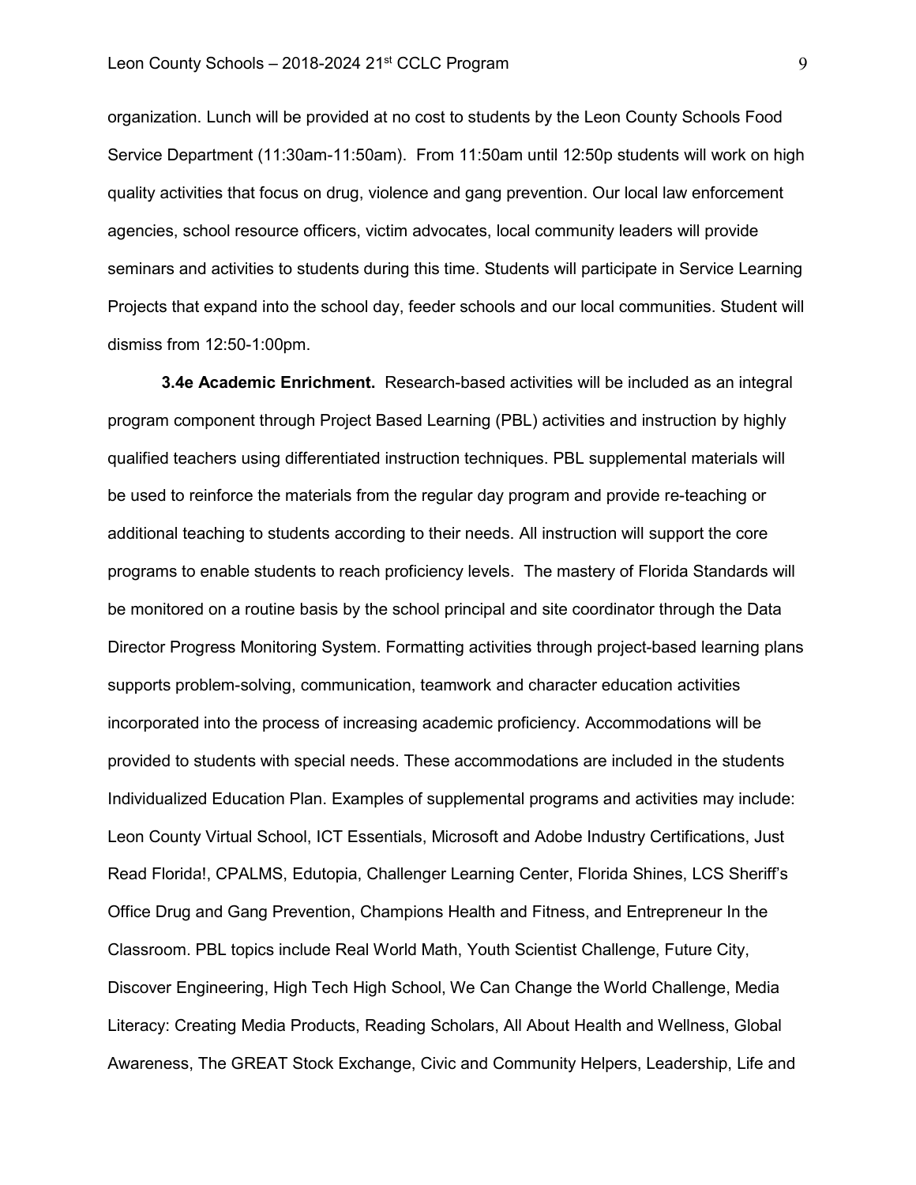organization. Lunch will be provided at no cost to students by the Leon County Schools Food Service Department (11:30am-11:50am). From 11:50am until 12:50p students will work on high quality activities that focus on drug, violence and gang prevention. Our local law enforcement agencies, school resource officers, victim advocates, local community leaders will provide seminars and activities to students during this time. Students will participate in Service Learning Projects that expand into the school day, feeder schools and our local communities. Student will dismiss from 12:50-1:00pm.

**3.4e Academic Enrichment.** Research-based activities will be included as an integral program component through Project Based Learning (PBL) activities and instruction by highly qualified teachers using differentiated instruction techniques. PBL supplemental materials will be used to reinforce the materials from the regular day program and provide re-teaching or additional teaching to students according to their needs. All instruction will support the core programs to enable students to reach proficiency levels. The mastery of Florida Standards will be monitored on a routine basis by the school principal and site coordinator through the Data Director Progress Monitoring System. Formatting activities through project-based learning plans supports problem-solving, communication, teamwork and character education activities incorporated into the process of increasing academic proficiency. Accommodations will be provided to students with special needs. These accommodations are included in the students Individualized Education Plan. Examples of supplemental programs and activities may include: Leon County Virtual School, ICT Essentials, Microsoft and Adobe Industry Certifications, Just Read Florida!, CPALMS, Edutopia, Challenger Learning Center, Florida Shines, LCS Sheriff's Office Drug and Gang Prevention, Champions Health and Fitness, and Entrepreneur In the Classroom. PBL topics include Real World Math, Youth Scientist Challenge, Future City, Discover Engineering, High Tech High School, We Can Change the World Challenge, Media Literacy: Creating Media Products, Reading Scholars, All About Health and Wellness, Global Awareness, The GREAT Stock Exchange, Civic and Community Helpers, Leadership, Life and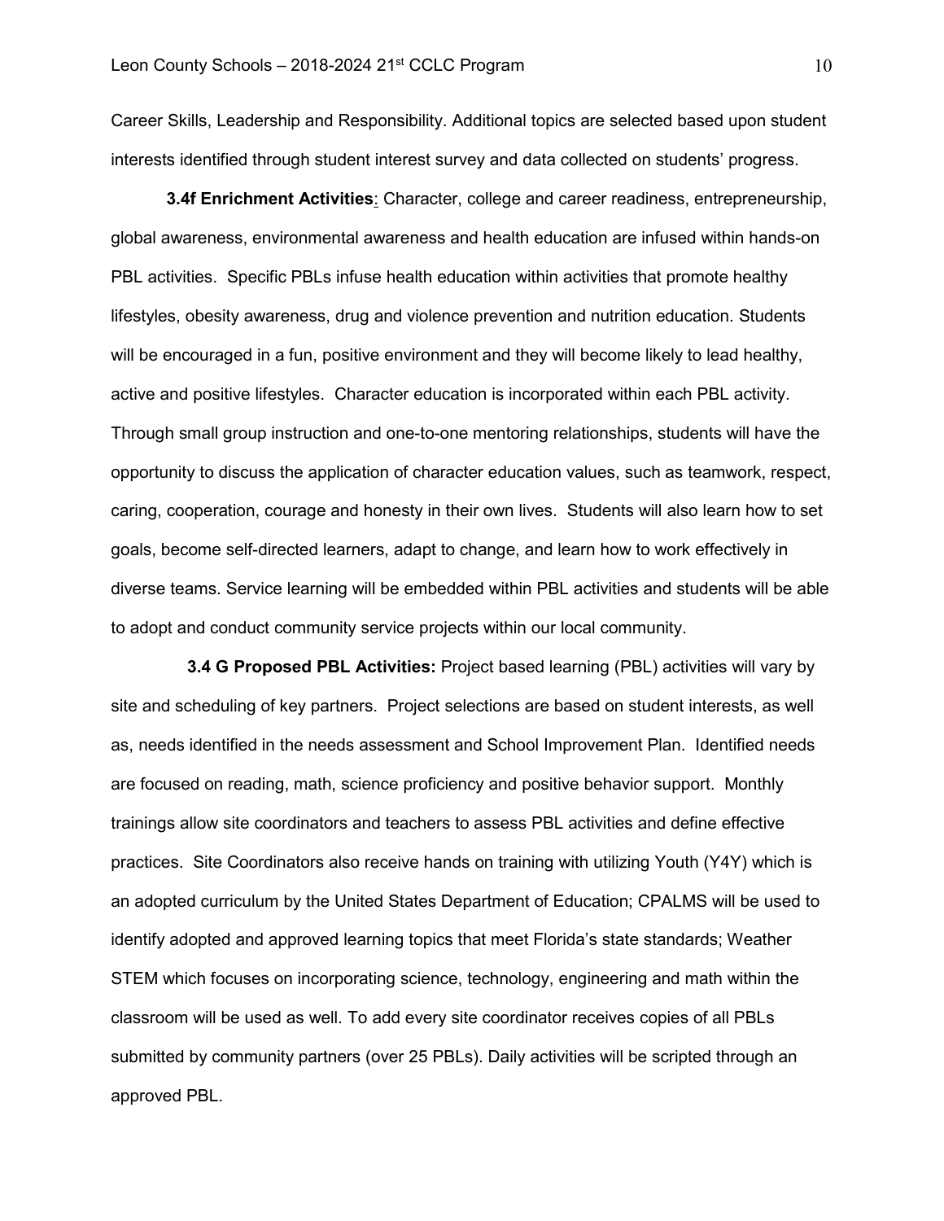Career Skills, Leadership and Responsibility. Additional topics are selected based upon student interests identified through student interest survey and data collected on students' progress.

**3.4f Enrichment Activities**: Character, college and career readiness, entrepreneurship, global awareness, environmental awareness and health education are infused within hands-on PBL activities. Specific PBLs infuse health education within activities that promote healthy lifestyles, obesity awareness, drug and violence prevention and nutrition education. Students will be encouraged in a fun, positive environment and they will become likely to lead healthy, active and positive lifestyles. Character education is incorporated within each PBL activity. Through small group instruction and one-to-one mentoring relationships, students will have the opportunity to discuss the application of character education values, such as teamwork, respect, caring, cooperation, courage and honesty in their own lives. Students will also learn how to set goals, become self-directed learners, adapt to change, and learn how to work effectively in diverse teams. Service learning will be embedded within PBL activities and students will be able to adopt and conduct community service projects within our local community.

**3.4 G Proposed PBL Activities:** Project based learning (PBL) activities will vary by site and scheduling of key partners. Project selections are based on student interests, as well as, needs identified in the needs assessment and School Improvement Plan. Identified needs are focused on reading, math, science proficiency and positive behavior support. Monthly trainings allow site coordinators and teachers to assess PBL activities and define effective practices. Site Coordinators also receive hands on training with utilizing Youth (Y4Y) which is an adopted curriculum by the United States Department of Education; CPALMS will be used to identify adopted and approved learning topics that meet Florida's state standards; Weather STEM which focuses on incorporating science, technology, engineering and math within the classroom will be used as well. To add every site coordinator receives copies of all PBLs submitted by community partners (over 25 PBLs). Daily activities will be scripted through an approved PBL.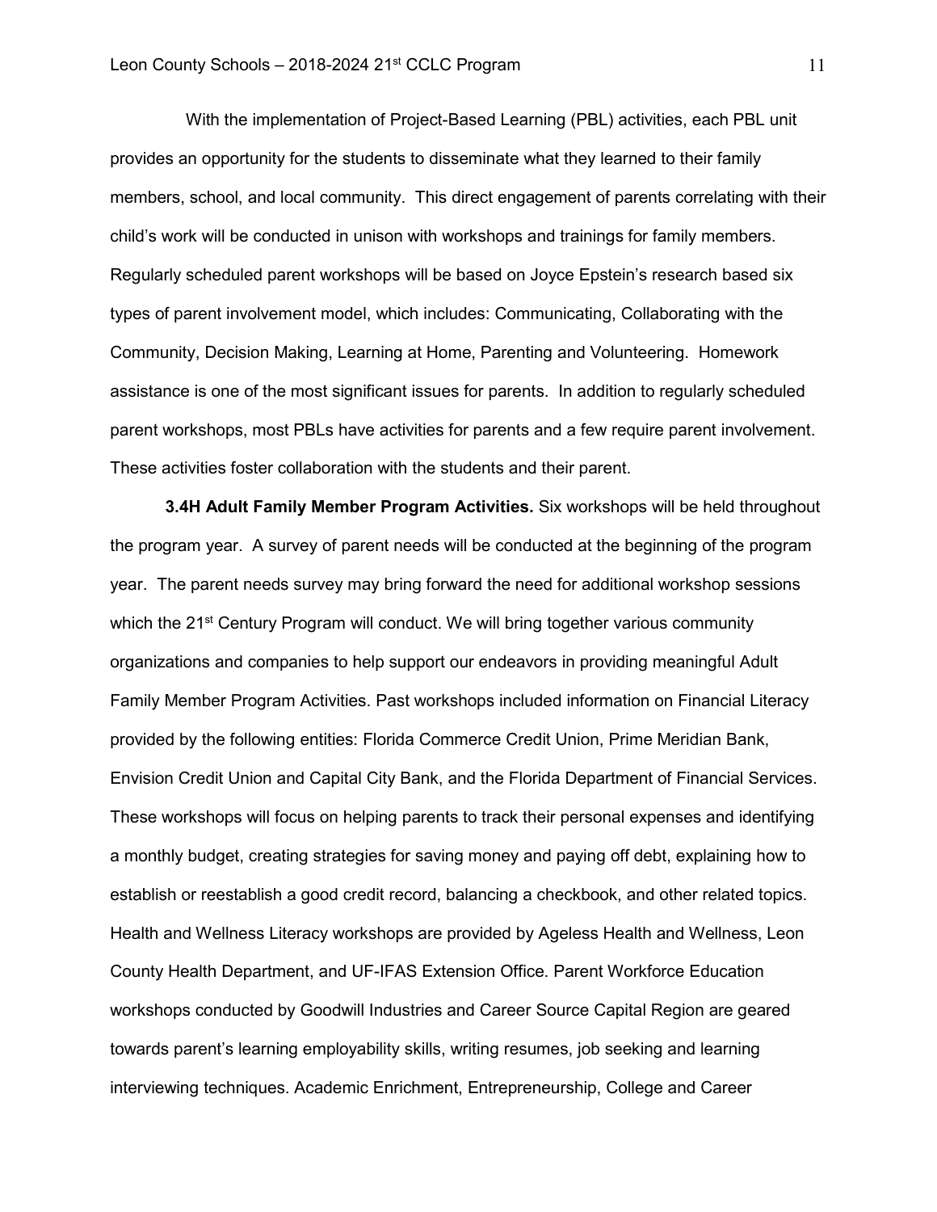With the implementation of Project-Based Learning (PBL) activities, each PBL unit provides an opportunity for the students to disseminate what they learned to their family members, school, and local community. This direct engagement of parents correlating with their child's work will be conducted in unison with workshops and trainings for family members. Regularly scheduled parent workshops will be based on Joyce Epstein's research based six types of parent involvement model, which includes: Communicating, Collaborating with the Community, Decision Making, Learning at Home, Parenting and Volunteering. Homework assistance is one of the most significant issues for parents. In addition to regularly scheduled parent workshops, most PBLs have activities for parents and a few require parent involvement. These activities foster collaboration with the students and their parent.

**3.4H Adult Family Member Program Activities.** Six workshops will be held throughout the program year. A survey of parent needs will be conducted at the beginning of the program year. The parent needs survey may bring forward the need for additional workshop sessions which the 21st Century Program will conduct. We will bring together various community organizations and companies to help support our endeavors in providing meaningful Adult Family Member Program Activities. Past workshops included information on Financial Literacy provided by the following entities: Florida Commerce Credit Union, Prime Meridian Bank, Envision Credit Union and Capital City Bank, and the Florida Department of Financial Services. These workshops will focus on helping parents to track their personal expenses and identifying a monthly budget, creating strategies for saving money and paying off debt, explaining how to establish or reestablish a good credit record, balancing a checkbook, and other related topics. Health and Wellness Literacy workshops are provided by Ageless Health and Wellness, Leon County Health Department, and UF-IFAS Extension Office. Parent Workforce Education workshops conducted by Goodwill Industries and Career Source Capital Region are geared towards parent's learning employability skills, writing resumes, job seeking and learning interviewing techniques. Academic Enrichment, Entrepreneurship, College and Career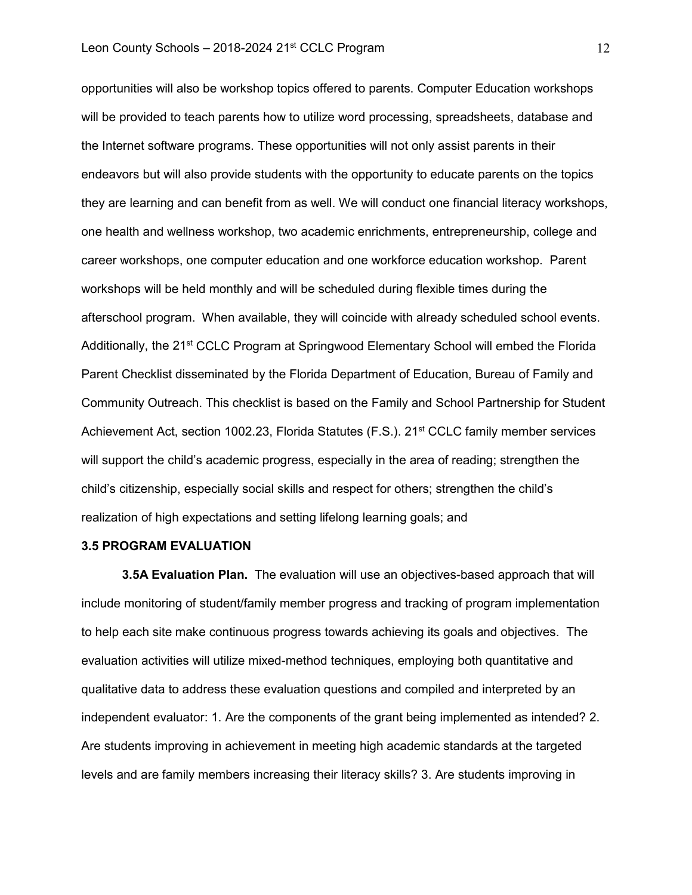opportunities will also be workshop topics offered to parents. Computer Education workshops will be provided to teach parents how to utilize word processing, spreadsheets, database and the Internet software programs. These opportunities will not only assist parents in their endeavors but will also provide students with the opportunity to educate parents on the topics they are learning and can benefit from as well. We will conduct one financial literacy workshops, one health and wellness workshop, two academic enrichments, entrepreneurship, college and career workshops, one computer education and one workforce education workshop. Parent workshops will be held monthly and will be scheduled during flexible times during the afterschool program. When available, they will coincide with already scheduled school events. Additionally, the 21st CCLC Program at Springwood Elementary School will embed the Florida Parent Checklist disseminated by the Florida Department of Education, Bureau of Family and Community Outreach. This checklist is based on the Family and School Partnership for Student Achievement Act, section 1002.23, Florida Statutes (F.S.). 21st CCLC family member services will support the child's academic progress, especially in the area of reading; strengthen the child's citizenship, especially social skills and respect for others; strengthen the child's realization of high expectations and setting lifelong learning goals; and

**3.5 PROGRAM EVALUATION**

**3.5A Evaluation Plan.** The evaluation will use an objectives-based approach that will include monitoring of student/family member progress and tracking of program implementation to help each site make continuous progress towards achieving its goals and objectives. The evaluation activities will utilize mixed-method techniques, employing both quantitative and qualitative data to address these evaluation questions and compiled and interpreted by an independent evaluator: 1. Are the components of the grant being implemented as intended? 2. Are students improving in achievement in meeting high academic standards at the targeted levels and are family members increasing their literacy skills? 3. Are students improving in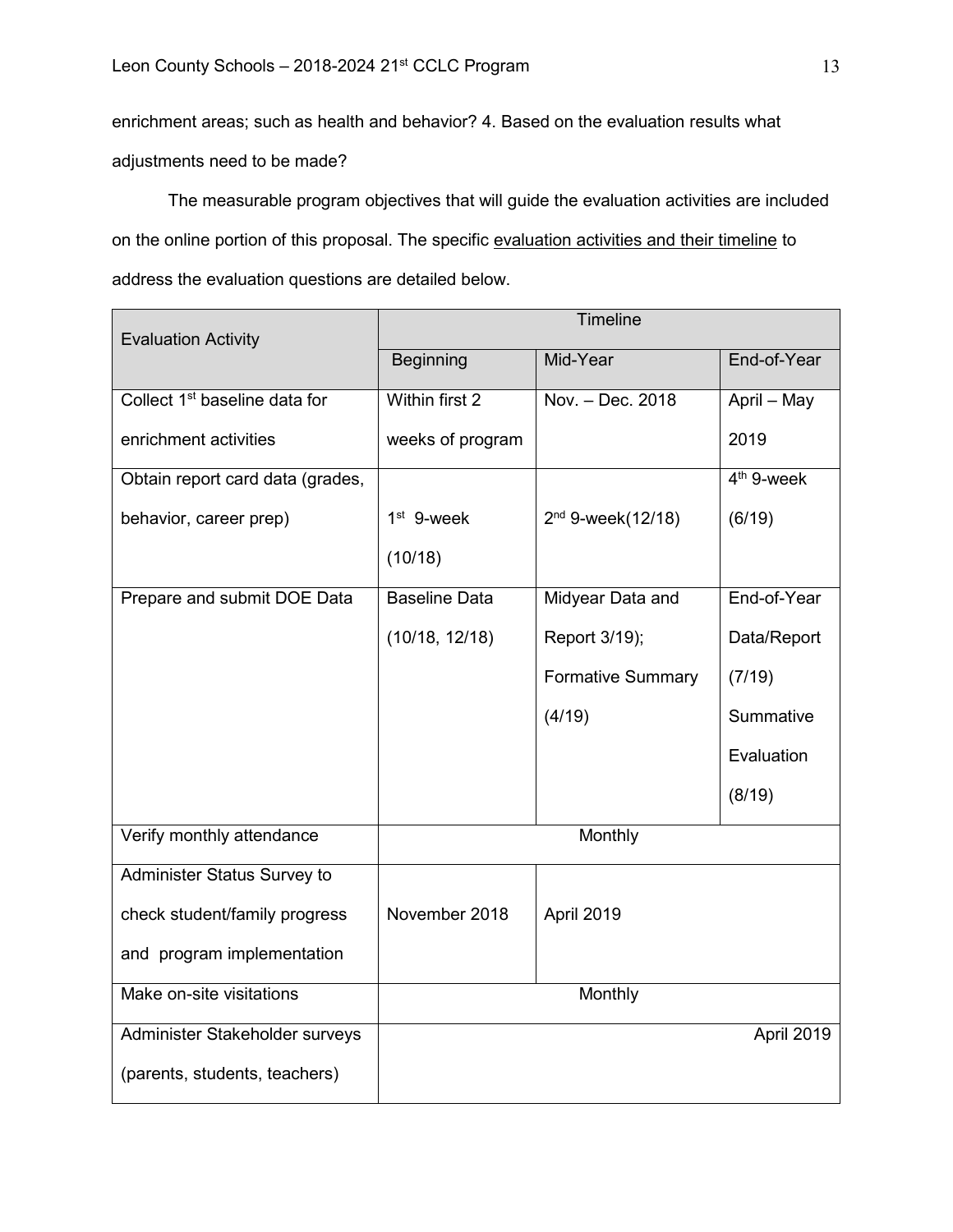enrichment areas; such as health and behavior? 4. Based on the evaluation results what adjustments need to be made?

The measurable program objectives that will guide the evaluation activities are included on the online portion of this proposal. The specific evaluation activities and their timeline to address the evaluation questions are detailed below.

| Evaluation Activity | Timeline | | |
|---|---|---|---|
| | Beginning | Mid-Year | End-of-Year |
| Collect 1st baseline data for enrichment activities | Within first 2 weeks of program | Nov. – Dec. 2018 | April – May 2019 |
| Obtain report card data (grades, behavior, career prep) | 1st 9-week (10/18) | 2nd 9-week(12/18) | 4th 9-week (6/19) |
| Prepare and submit DOE Data | Baseline Data (10/18, 12/18) | Midyear Data and Report 3/19); Formative Summary (4/19) | End-of-Year Data/Report (7/19) Summative Evaluation (8/19) |
| Verify monthly attendance | Monthly | | |
| Administer Status Survey to check student/family progress and program implementation | November 2018 | April 2019 | |
| Make on-site visitations | Monthly | | |
| Administer Stakeholder surveys (parents, students, teachers) | | | April 2019 |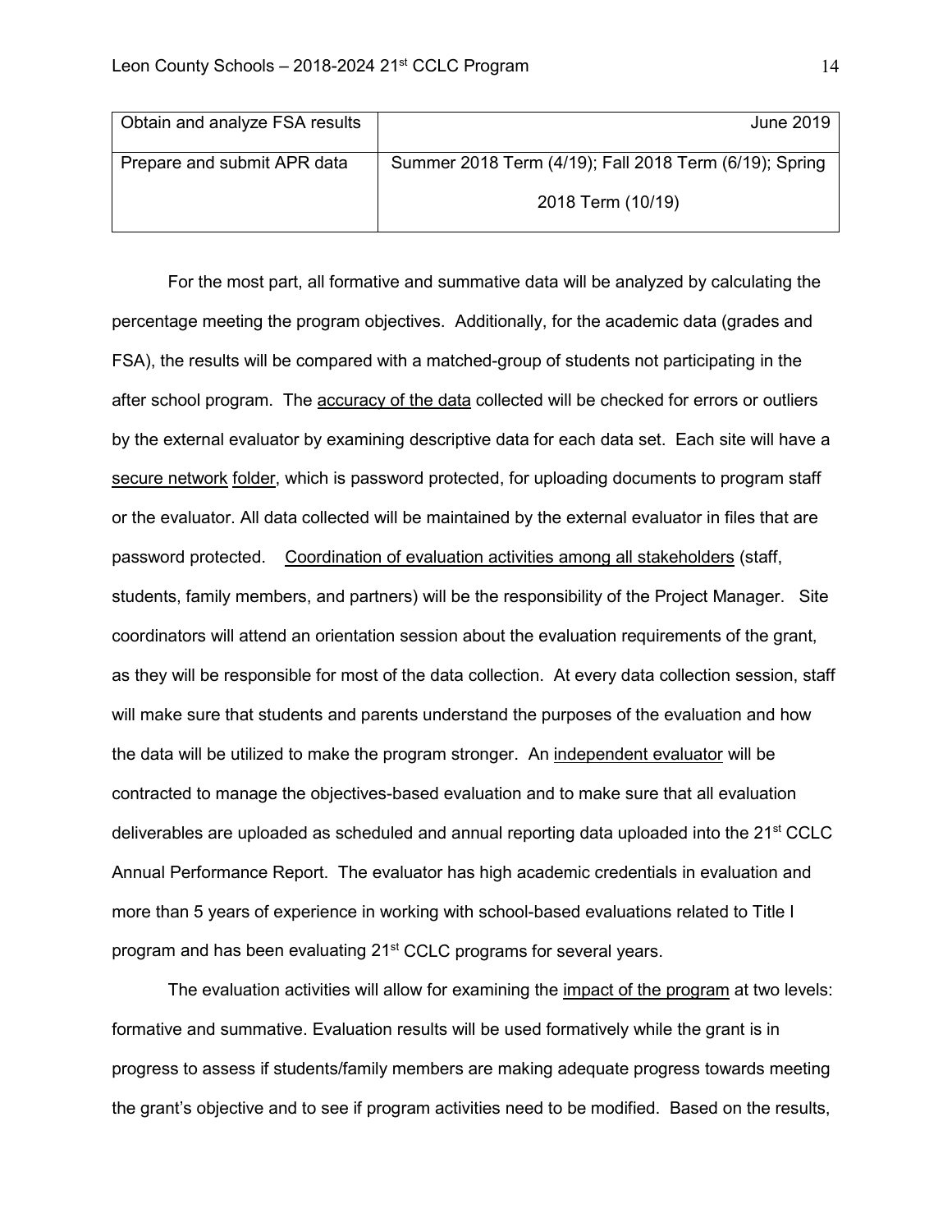| Obtain and analyze FSA results | June 2019 |
|---|---|
| Prepare and submit APR data | Summer 2018 Term (4/19); Fall 2018 Term (6/19); Spring 2018 Term (10/19) |

For the most part, all formative and summative data will be analyzed by calculating the percentage meeting the program objectives. Additionally, for the academic data (grades and FSA), the results will be compared with a matched-group of students not participating in the after school program. The <u>accuracy of the data</u> collected will be checked for errors or outliers by the external evaluator by examining descriptive data for each data set. Each site will have a <u>secure network folder</u>, which is password protected, for uploading documents to program staff or the evaluator. All data collected will be maintained by the external evaluator in files that are password protected. <u>Coordination of evaluation activities among all stakeholders</u> (staff, students, family members, and partners) will be the responsibility of the Project Manager. Site coordinators will attend an orientation session about the evaluation requirements of the grant, as they will be responsible for most of the data collection. At every data collection session, staff will make sure that students and parents understand the purposes of the evaluation and how the data will be utilized to make the program stronger. An <u>independent evaluator</u> will be contracted to manage the objectives-based evaluation and to make sure that all evaluation deliverables are uploaded as scheduled and annual reporting data uploaded into the 21st CCLC Annual Performance Report. The evaluator has high academic credentials in evaluation and more than 5 years of experience in working with school-based evaluations related to Title I program and has been evaluating 21st CCLC programs for several years.

The evaluation activities will allow for examining the <u>impact of the program</u> at two levels: formative and summative. Evaluation results will be used formatively while the grant is in progress to assess if students/family members are making adequate progress towards meeting the grant's objective and to see if program activities need to be modified. Based on the results,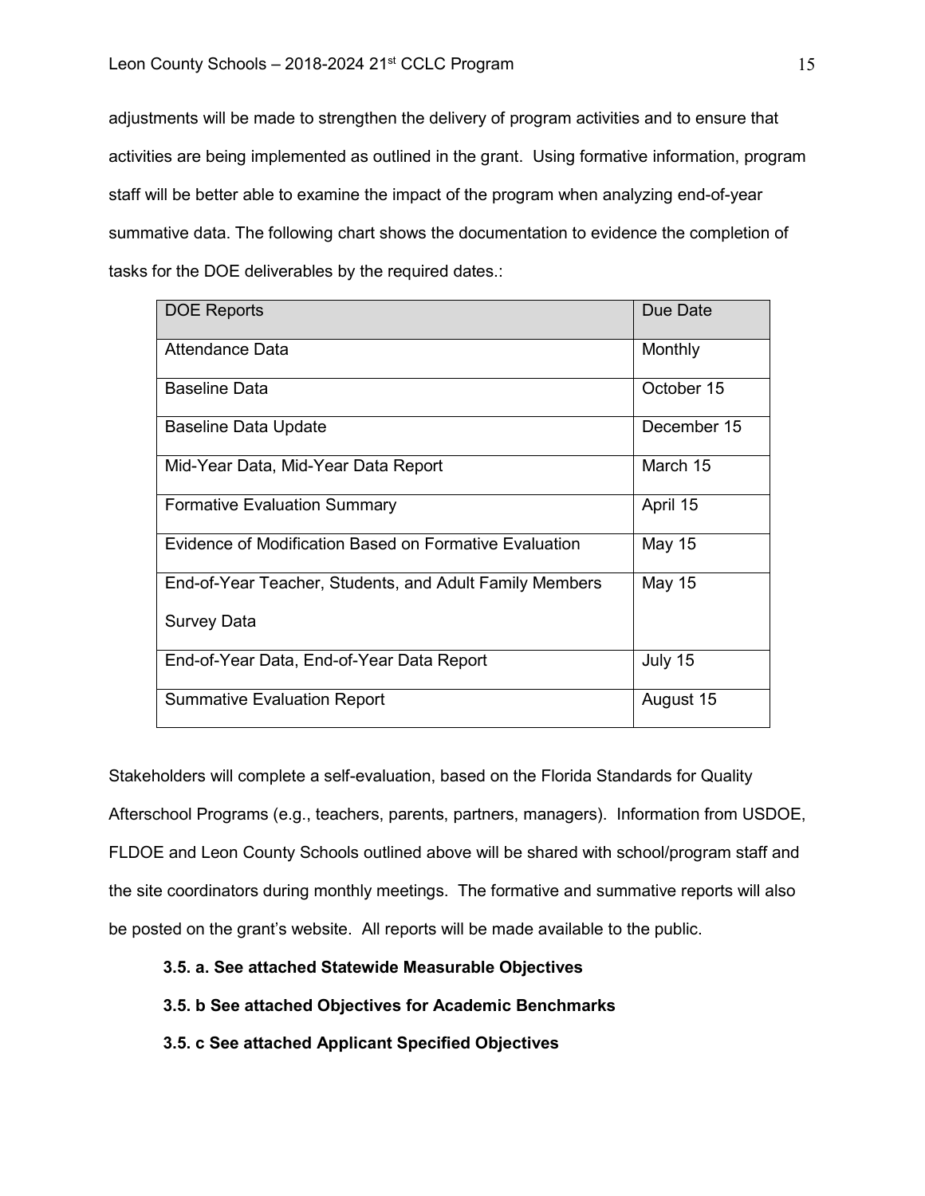adjustments will be made to strengthen the delivery of program activities and to ensure that activities are being implemented as outlined in the grant. Using formative information, program staff will be better able to examine the impact of the program when analyzing end-of-year summative data. The following chart shows the documentation to evidence the completion of tasks for the DOE deliverables by the required dates.:

| DOE Reports | Due Date |
|---|---|
| Attendance Data | Monthly |
| Baseline Data | October 15 |
| Baseline Data Update | December 15 |
| Mid-Year Data, Mid-Year Data Report | March 15 |
| Formative Evaluation Summary | April 15 |
| Evidence of Modification Based on Formative Evaluation | May 15 |
| End-of-Year Teacher, Students, and Adult Family Members Survey Data | May 15 |
| End-of-Year Data, End-of-Year Data Report | July 15 |
| Summative Evaluation Report | August 15 |

Stakeholders will complete a self-evaluation, based on the Florida Standards for Quality Afterschool Programs (e.g., teachers, parents, partners, managers). Information from USDOE, FLDOE and Leon County Schools outlined above will be shared with school/program staff and the site coordinators during monthly meetings. The formative and summative reports will also be posted on the grant's website. All reports will be made available to the public.

**3.5. a. See attached Statewide Measurable Objectives**

**3.5. b See attached Objectives for Academic Benchmarks**

**3.5. c See attached Applicant Specified Objectives**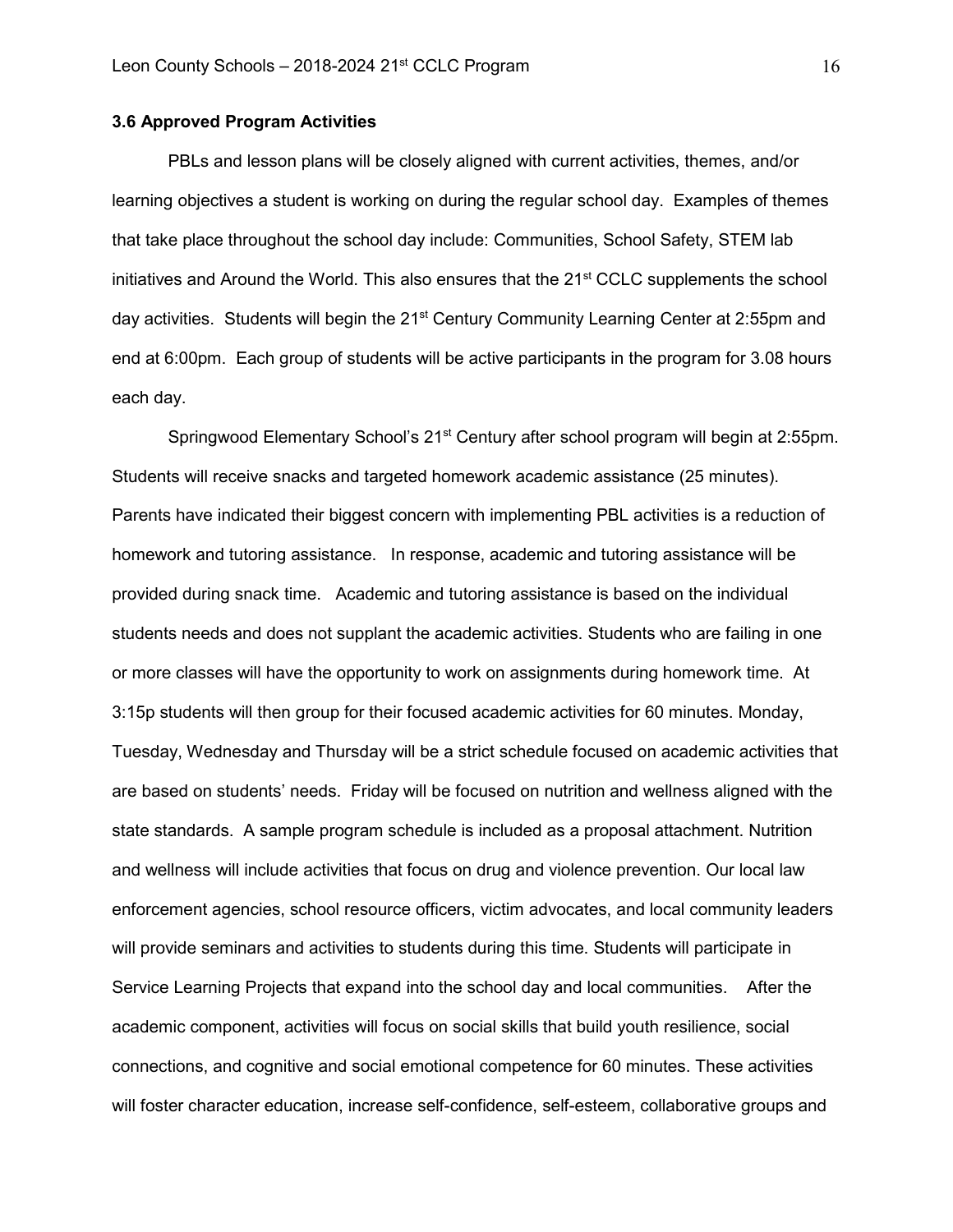### 3.6 Approved Program Activities

PBLs and lesson plans will be closely aligned with current activities, themes, and/or learning objectives a student is working on during the regular school day. Examples of themes that take place throughout the school day include: Communities, School Safety, STEM lab initiatives and Around the World. This also ensures that the 21st CCLC supplements the school day activities. Students will begin the 21st Century Community Learning Center at 2:55pm and end at 6:00pm. Each group of students will be active participants in the program for 3.08 hours each day.

Springwood Elementary School's 21st Century after school program will begin at 2:55pm. Students will receive snacks and targeted homework academic assistance (25 minutes). Parents have indicated their biggest concern with implementing PBL activities is a reduction of homework and tutoring assistance. In response, academic and tutoring assistance will be provided during snack time. Academic and tutoring assistance is based on the individual students needs and does not supplant the academic activities. Students who are failing in one or more classes will have the opportunity to work on assignments during homework time. At 3:15p students will then group for their focused academic activities for 60 minutes. Monday, Tuesday, Wednesday and Thursday will be a strict schedule focused on academic activities that are based on students' needs. Friday will be focused on nutrition and wellness aligned with the state standards. A sample program schedule is included as a proposal attachment. Nutrition and wellness will include activities that focus on drug and violence prevention. Our local law enforcement agencies, school resource officers, victim advocates, and local community leaders will provide seminars and activities to students during this time. Students will participate in Service Learning Projects that expand into the school day and local communities. After the academic component, activities will focus on social skills that build youth resilience, social connections, and cognitive and social emotional competence for 60 minutes. These activities will foster character education, increase self-confidence, self-esteem, collaborative groups and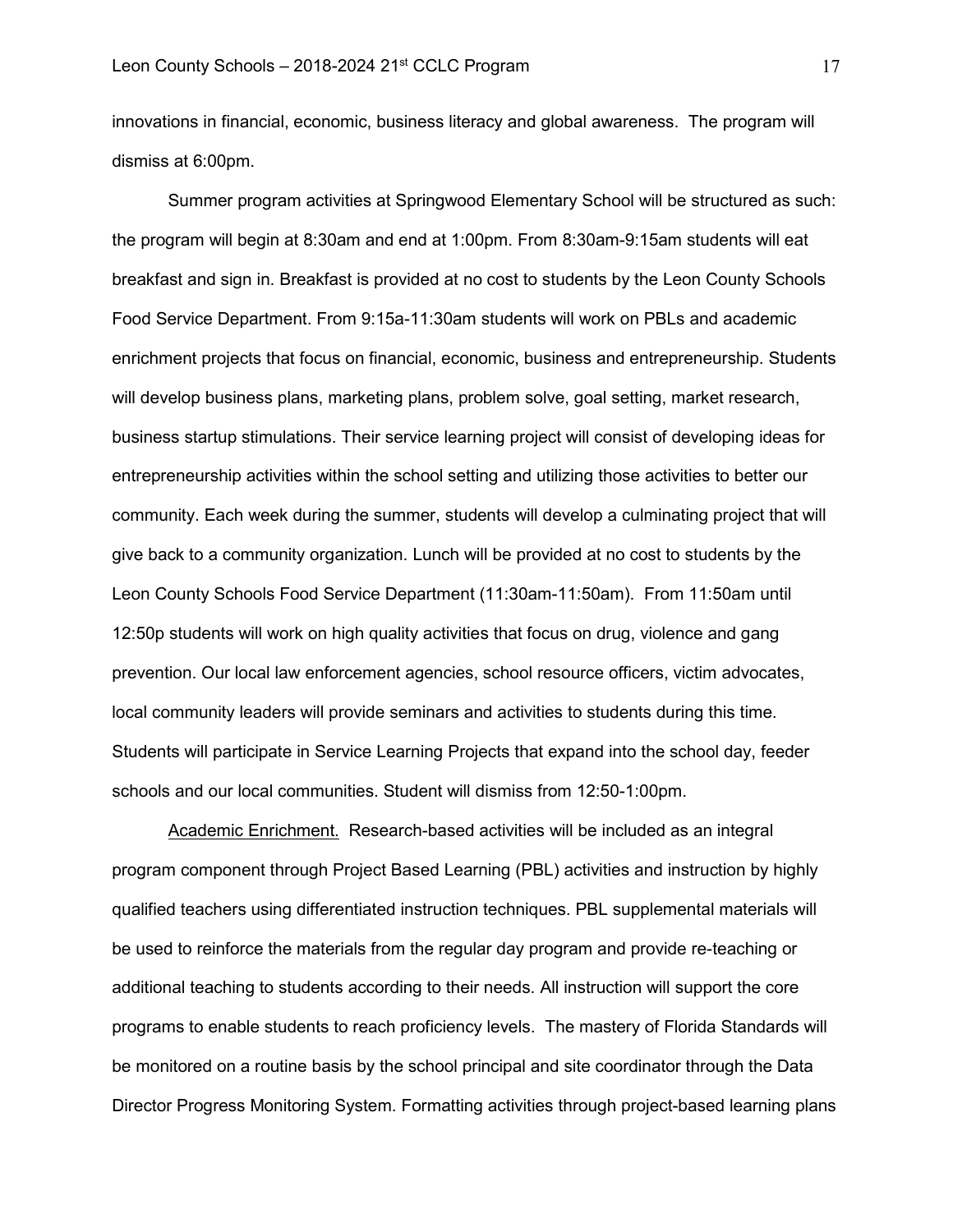innovations in financial, economic, business literacy and global awareness. The program will dismiss at 6:00pm.

Summer program activities at Springwood Elementary School will be structured as such: the program will begin at 8:30am and end at 1:00pm. From 8:30am-9:15am students will eat breakfast and sign in. Breakfast is provided at no cost to students by the Leon County Schools Food Service Department. From 9:15a-11:30am students will work on PBLs and academic enrichment projects that focus on financial, economic, business and entrepreneurship. Students will develop business plans, marketing plans, problem solve, goal setting, market research, business startup stimulations. Their service learning project will consist of developing ideas for entrepreneurship activities within the school setting and utilizing those activities to better our community. Each week during the summer, students will develop a culminating project that will give back to a community organization. Lunch will be provided at no cost to students by the Leon County Schools Food Service Department (11:30am-11:50am). From 11:50am until 12:50p students will work on high quality activities that focus on drug, violence and gang prevention. Our local law enforcement agencies, school resource officers, victim advocates, local community leaders will provide seminars and activities to students during this time. Students will participate in Service Learning Projects that expand into the school day, feeder schools and our local communities. Student will dismiss from 12:50-1:00pm.

<u>Academic Enrichment.</u> Research-based activities will be included as an integral program component through Project Based Learning (PBL) activities and instruction by highly qualified teachers using differentiated instruction techniques. PBL supplemental materials will be used to reinforce the materials from the regular day program and provide re-teaching or additional teaching to students according to their needs. All instruction will support the core programs to enable students to reach proficiency levels. The mastery of Florida Standards will be monitored on a routine basis by the school principal and site coordinator through the Data Director Progress Monitoring System. Formatting activities through project-based learning plans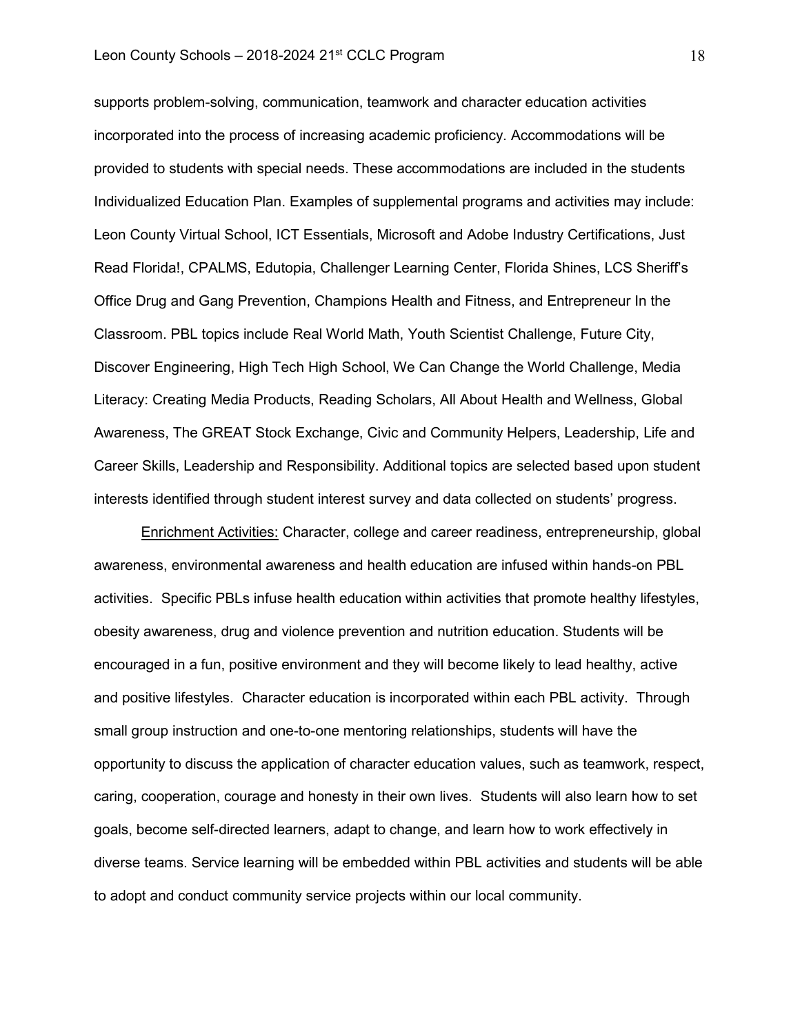supports problem-solving, communication, teamwork and character education activities incorporated into the process of increasing academic proficiency. Accommodations will be provided to students with special needs. These accommodations are included in the students Individualized Education Plan. Examples of supplemental programs and activities may include: Leon County Virtual School, ICT Essentials, Microsoft and Adobe Industry Certifications, Just Read Florida!, CPALMS, Edutopia, Challenger Learning Center, Florida Shines, LCS Sheriff's Office Drug and Gang Prevention, Champions Health and Fitness, and Entrepreneur In the Classroom. PBL topics include Real World Math, Youth Scientist Challenge, Future City, Discover Engineering, High Tech High School, We Can Change the World Challenge, Media Literacy: Creating Media Products, Reading Scholars, All About Health and Wellness, Global Awareness, The GREAT Stock Exchange, Civic and Community Helpers, Leadership, Life and Career Skills, Leadership and Responsibility. Additional topics are selected based upon student interests identified through student interest survey and data collected on students' progress.

<u>Enrichment Activities:</u> Character, college and career readiness, entrepreneurship, global awareness, environmental awareness and health education are infused within hands-on PBL activities. Specific PBLs infuse health education within activities that promote healthy lifestyles, obesity awareness, drug and violence prevention and nutrition education. Students will be encouraged in a fun, positive environment and they will become likely to lead healthy, active and positive lifestyles. Character education is incorporated within each PBL activity. Through small group instruction and one-to-one mentoring relationships, students will have the opportunity to discuss the application of character education values, such as teamwork, respect, caring, cooperation, courage and honesty in their own lives. Students will also learn how to set goals, become self-directed learners, adapt to change, and learn how to work effectively in diverse teams. Service learning will be embedded within PBL activities and students will be able to adopt and conduct community service projects within our local community.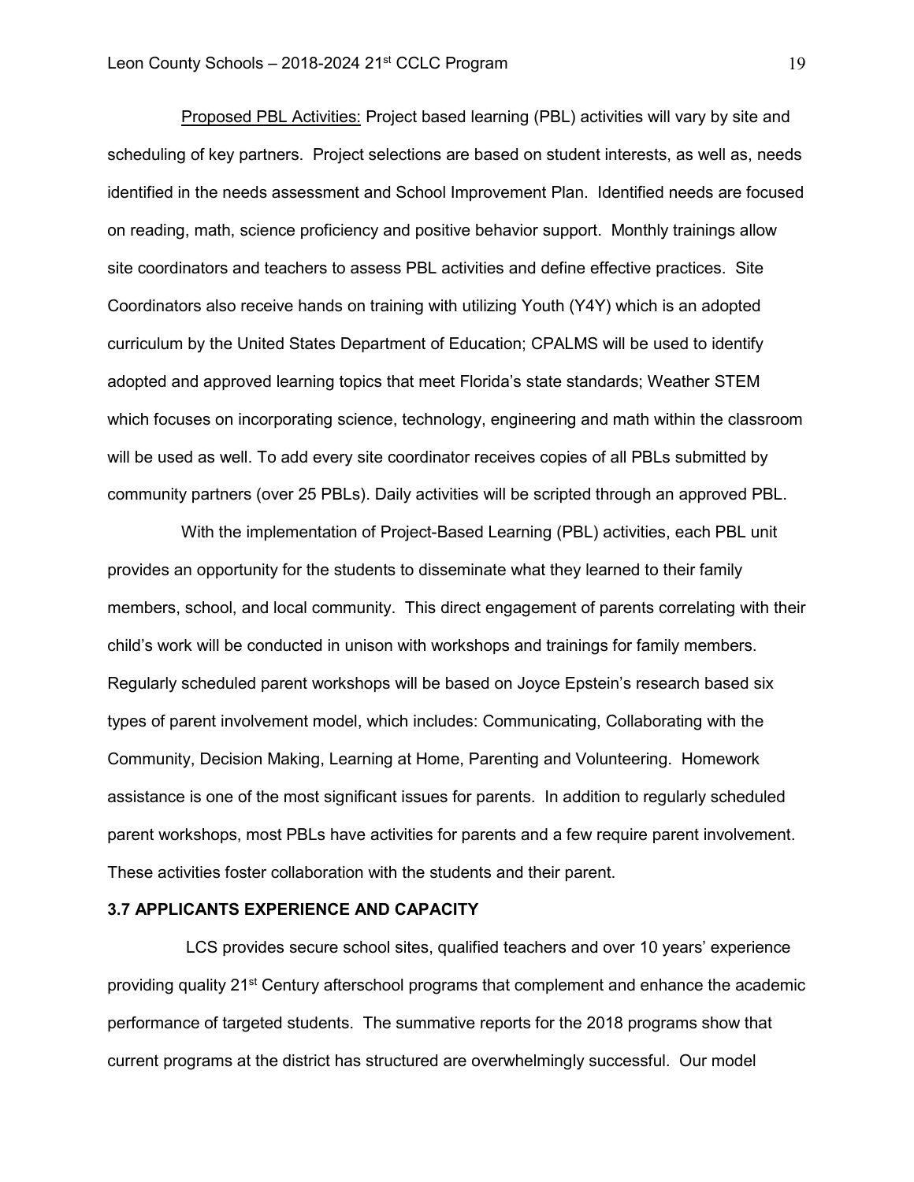Proposed PBL Activities: Project based learning (PBL) activities will vary by site and scheduling of key partners. Project selections are based on student interests, as well as, needs identified in the needs assessment and School Improvement Plan. Identified needs are focused on reading, math, science proficiency and positive behavior support. Monthly trainings allow site coordinators and teachers to assess PBL activities and define effective practices. Site Coordinators also receive hands on training with utilizing Youth (Y4Y) which is an adopted curriculum by the United States Department of Education; CPALMS will be used to identify adopted and approved learning topics that meet Florida's state standards; Weather STEM which focuses on incorporating science, technology, engineering and math within the classroom will be used as well. To add every site coordinator receives copies of all PBLs submitted by community partners (over 25 PBLs). Daily activities will be scripted through an approved PBL.

With the implementation of Project-Based Learning (PBL) activities, each PBL unit provides an opportunity for the students to disseminate what they learned to their family members, school, and local community. This direct engagement of parents correlating with their child's work will be conducted in unison with workshops and trainings for family members. Regularly scheduled parent workshops will be based on Joyce Epstein's research based six types of parent involvement model, which includes: Communicating, Collaborating with the Community, Decision Making, Learning at Home, Parenting and Volunteering. Homework assistance is one of the most significant issues for parents. In addition to regularly scheduled parent workshops, most PBLs have activities for parents and a few require parent involvement. These activities foster collaboration with the students and their parent.

### 3.7 APPLICANTS EXPERIENCE AND CAPACITY

LCS provides secure school sites, qualified teachers and over 10 years' experience providing quality 21st Century afterschool programs that complement and enhance the academic performance of targeted students. The summative reports for the 2018 programs show that current programs at the district has structured are overwhelmingly successful. Our model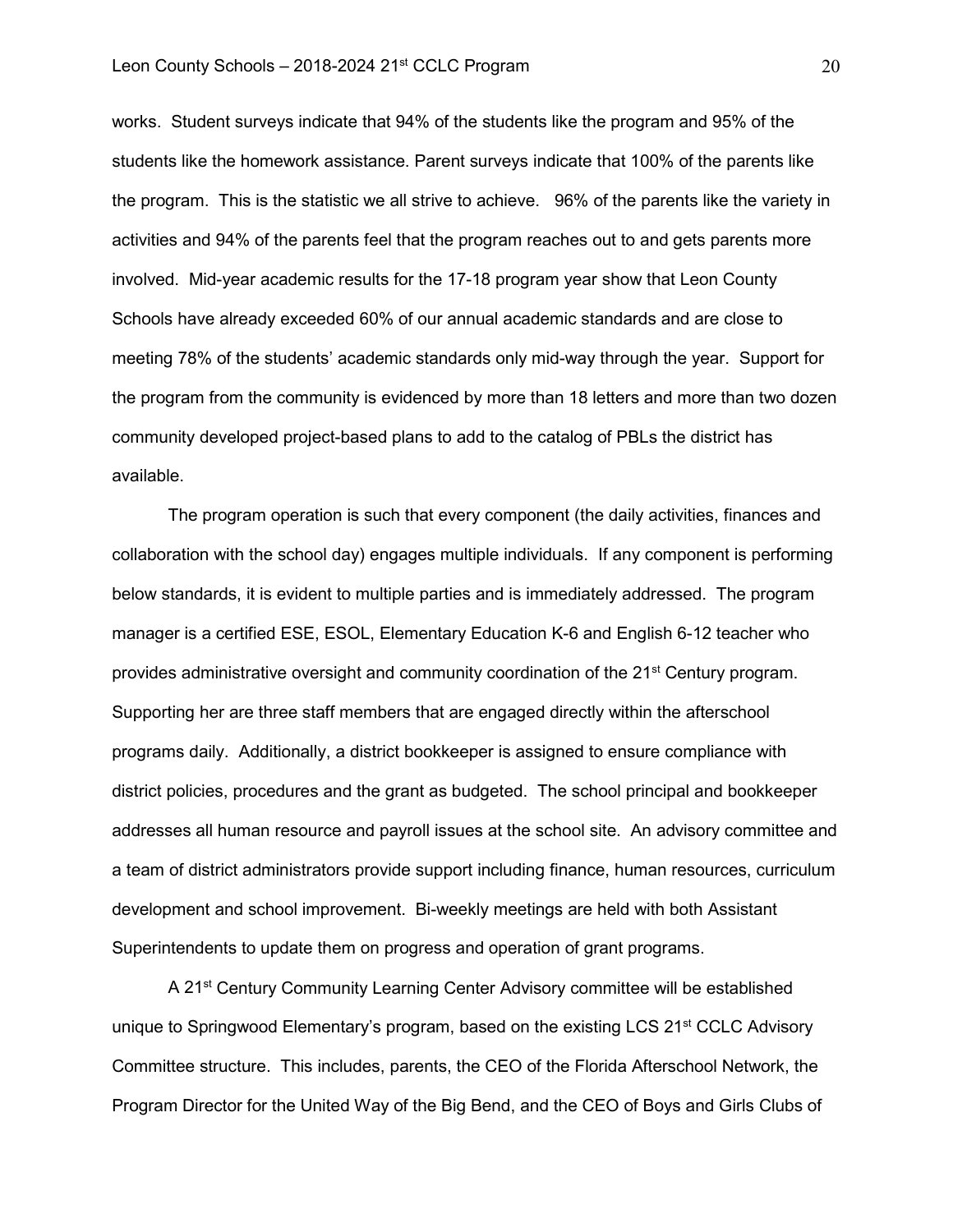works. Student surveys indicate that 94% of the students like the program and 95% of the students like the homework assistance. Parent surveys indicate that 100% of the parents like the program. This is the statistic we all strive to achieve. 96% of the parents like the variety in activities and 94% of the parents feel that the program reaches out to and gets parents more involved. Mid-year academic results for the 17-18 program year show that Leon County Schools have already exceeded 60% of our annual academic standards and are close to meeting 78% of the students' academic standards only mid-way through the year. Support for the program from the community is evidenced by more than 18 letters and more than two dozen community developed project-based plans to add to the catalog of PBLs the district has available.

The program operation is such that every component (the daily activities, finances and collaboration with the school day) engages multiple individuals. If any component is performing below standards, it is evident to multiple parties and is immediately addressed. The program manager is a certified ESE, ESOL, Elementary Education K-6 and English 6-12 teacher who provides administrative oversight and community coordination of the 21st Century program. Supporting her are three staff members that are engaged directly within the afterschool programs daily. Additionally, a district bookkeeper is assigned to ensure compliance with district policies, procedures and the grant as budgeted. The school principal and bookkeeper addresses all human resource and payroll issues at the school site. An advisory committee and a team of district administrators provide support including finance, human resources, curriculum development and school improvement. Bi-weekly meetings are held with both Assistant Superintendents to update them on progress and operation of grant programs.

A 21st Century Community Learning Center Advisory committee will be established unique to Springwood Elementary's program, based on the existing LCS 21st CCLC Advisory Committee structure. This includes, parents, the CEO of the Florida Afterschool Network, the Program Director for the United Way of the Big Bend, and the CEO of Boys and Girls Clubs of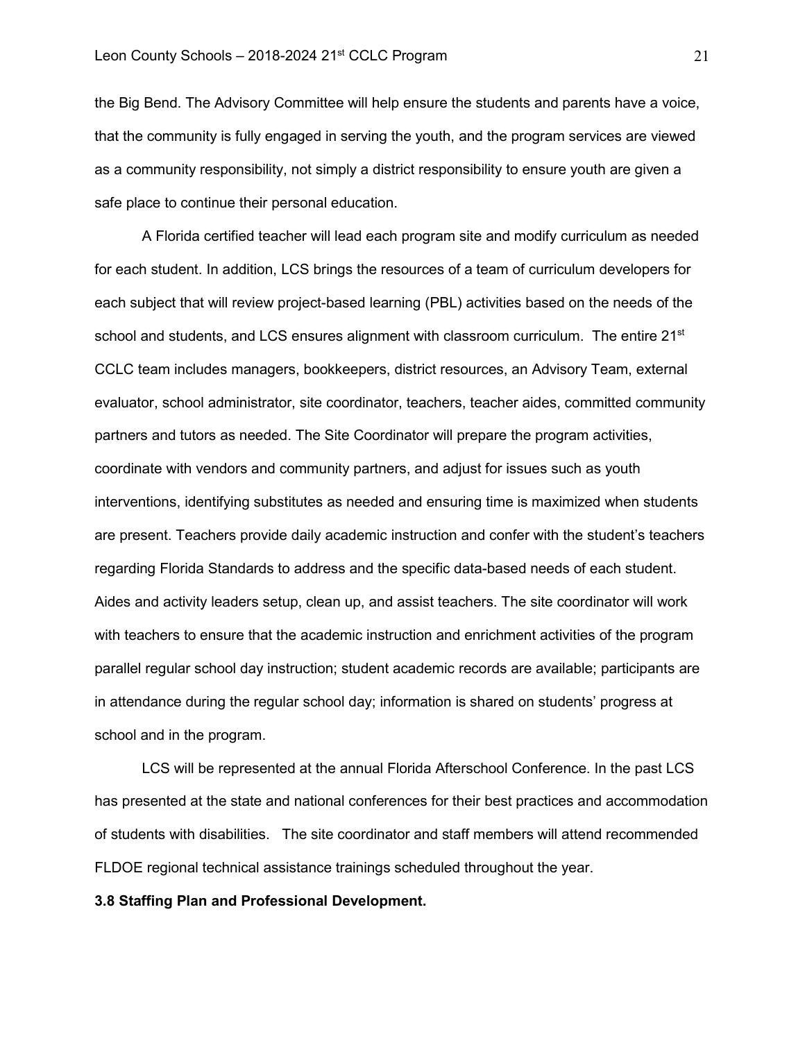the Big Bend. The Advisory Committee will help ensure the students and parents have a voice, that the community is fully engaged in serving the youth, and the program services are viewed as a community responsibility, not simply a district responsibility to ensure youth are given a safe place to continue their personal education.

A Florida certified teacher will lead each program site and modify curriculum as needed for each student. In addition, LCS brings the resources of a team of curriculum developers for each subject that will review project-based learning (PBL) activities based on the needs of the school and students, and LCS ensures alignment with classroom curriculum. The entire 21st CCLC team includes managers, bookkeepers, district resources, an Advisory Team, external evaluator, school administrator, site coordinator, teachers, teacher aides, committed community partners and tutors as needed. The Site Coordinator will prepare the program activities, coordinate with vendors and community partners, and adjust for issues such as youth interventions, identifying substitutes as needed and ensuring time is maximized when students are present. Teachers provide daily academic instruction and confer with the student's teachers regarding Florida Standards to address and the specific data-based needs of each student. Aides and activity leaders setup, clean up, and assist teachers. The site coordinator will work with teachers to ensure that the academic instruction and enrichment activities of the program parallel regular school day instruction; student academic records are available; participants are in attendance during the regular school day; information is shared on students' progress at school and in the program.

LCS will be represented at the annual Florida Afterschool Conference. In the past LCS has presented at the state and national conferences for their best practices and accommodation of students with disabilities. The site coordinator and staff members will attend recommended FLDOE regional technical assistance trainings scheduled throughout the year.

**3.8 Staffing Plan and Professional Development.**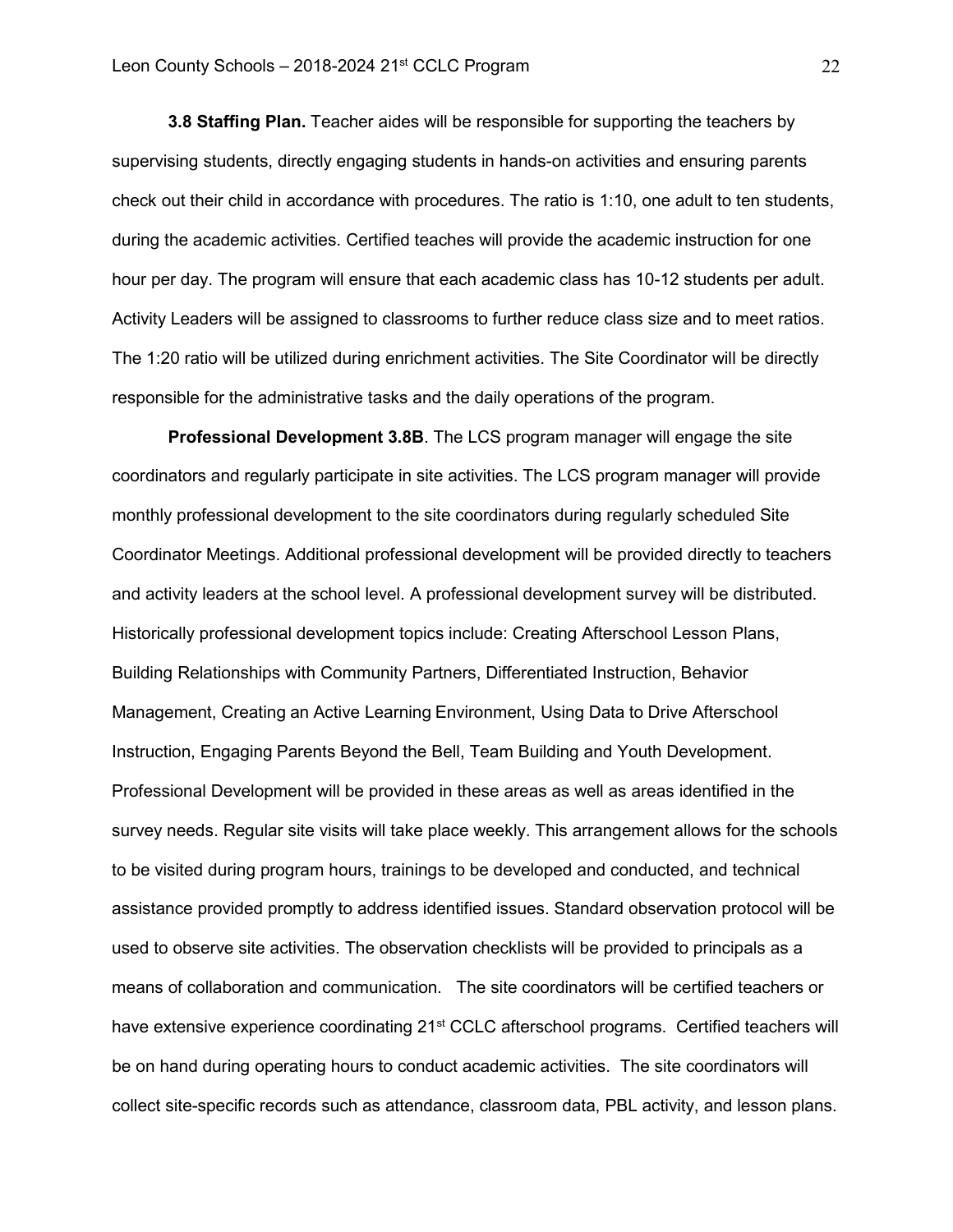**3.8 Staffing Plan.** Teacher aides will be responsible for supporting the teachers by supervising students, directly engaging students in hands-on activities and ensuring parents check out their child in accordance with procedures. The ratio is 1:10, one adult to ten students, during the academic activities. Certified teaches will provide the academic instruction for one hour per day. The program will ensure that each academic class has 10-12 students per adult. Activity Leaders will be assigned to classrooms to further reduce class size and to meet ratios. The 1:20 ratio will be utilized during enrichment activities. The Site Coordinator will be directly responsible for the administrative tasks and the daily operations of the program.

**Professional Development 3.8B**. The LCS program manager will engage the site coordinators and regularly participate in site activities. The LCS program manager will provide monthly professional development to the site coordinators during regularly scheduled Site Coordinator Meetings. Additional professional development will be provided directly to teachers and activity leaders at the school level. A professional development survey will be distributed. Historically professional development topics include: Creating Afterschool Lesson Plans, Building Relationships with Community Partners, Differentiated Instruction, Behavior Management, Creating an Active Learning Environment, Using Data to Drive Afterschool Instruction, Engaging Parents Beyond the Bell, Team Building and Youth Development. Professional Development will be provided in these areas as well as areas identified in the survey needs. Regular site visits will take place weekly. This arrangement allows for the schools to be visited during program hours, trainings to be developed and conducted, and technical assistance provided promptly to address identified issues. Standard observation protocol will be used to observe site activities. The observation checklists will be provided to principals as a means of collaboration and communication. The site coordinators will be certified teachers or have extensive experience coordinating 21st CCLC afterschool programs. Certified teachers will be on hand during operating hours to conduct academic activities. The site coordinators will collect site-specific records such as attendance, classroom data, PBL activity, and lesson plans.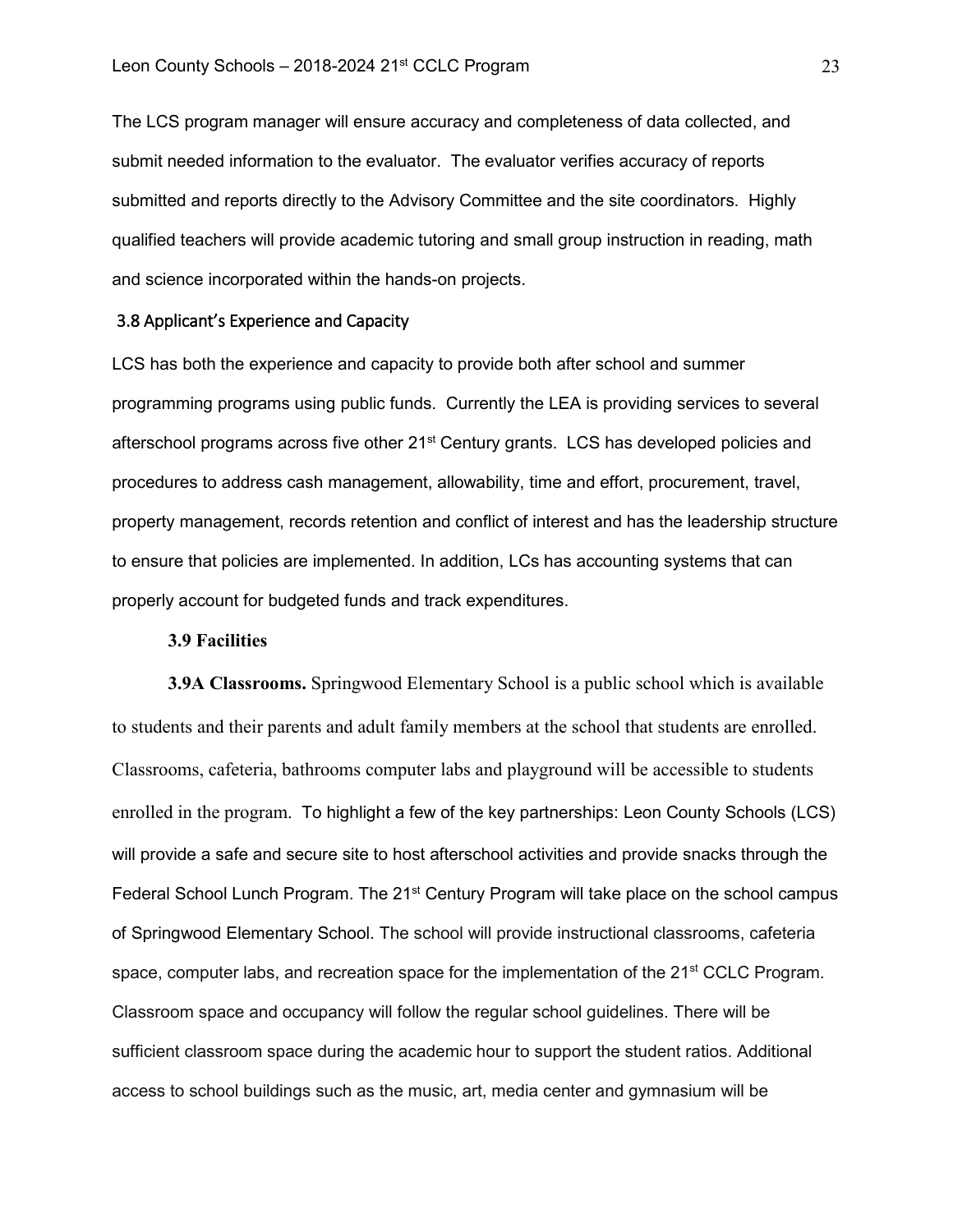The LCS program manager will ensure accuracy and completeness of data collected, and submit needed information to the evaluator. The evaluator verifies accuracy of reports submitted and reports directly to the Advisory Committee and the site coordinators. Highly qualified teachers will provide academic tutoring and small group instruction in reading, math and science incorporated within the hands-on projects.

### 3.8 Applicant's Experience and Capacity

LCS has both the experience and capacity to provide both after school and summer programming programs using public funds. Currently the LEA is providing services to several afterschool programs across five other 21st Century grants. LCS has developed policies and procedures to address cash management, allowability, time and effort, procurement, travel, property management, records retention and conflict of interest and has the leadership structure to ensure that policies are implemented. In addition, LCs has accounting systems that can properly account for budgeted funds and track expenditures.

### 3.9 Facilities

**3.9A Classrooms.** Springwood Elementary School is a public school which is available to students and their parents and adult family members at the school that students are enrolled. Classrooms, cafeteria, bathrooms computer labs and playground will be accessible to students enrolled in the program. To highlight a few of the key partnerships: Leon County Schools (LCS) will provide a safe and secure site to host afterschool activities and provide snacks through the Federal School Lunch Program. The 21st Century Program will take place on the school campus of Springwood Elementary School. The school will provide instructional classrooms, cafeteria space, computer labs, and recreation space for the implementation of the 21st CCLC Program. Classroom space and occupancy will follow the regular school guidelines. There will be sufficient classroom space during the academic hour to support the student ratios. Additional access to school buildings such as the music, art, media center and gymnasium will be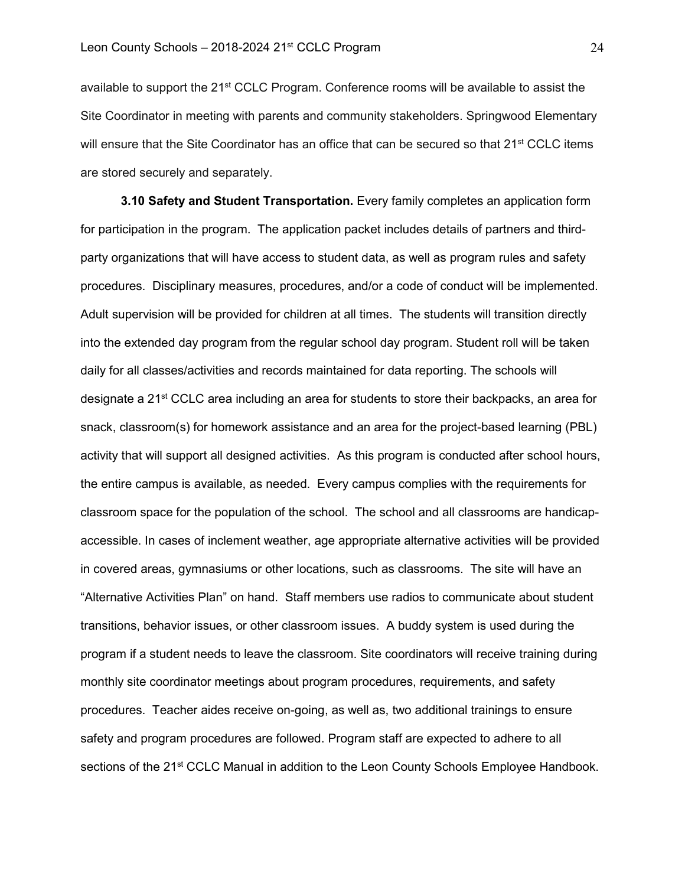available to support the 21st CCLC Program. Conference rooms will be available to assist the Site Coordinator in meeting with parents and community stakeholders. Springwood Elementary will ensure that the Site Coordinator has an office that can be secured so that 21st CCLC items are stored securely and separately.

**3.10 Safety and Student Transportation.** Every family completes an application form for participation in the program. The application packet includes details of partners and third-party organizations that will have access to student data, as well as program rules and safety procedures. Disciplinary measures, procedures, and/or a code of conduct will be implemented. Adult supervision will be provided for children at all times. The students will transition directly into the extended day program from the regular school day program. Student roll will be taken daily for all classes/activities and records maintained for data reporting. The schools will designate a 21st CCLC area including an area for students to store their backpacks, an area for snack, classroom(s) for homework assistance and an area for the project-based learning (PBL) activity that will support all designed activities. As this program is conducted after school hours, the entire campus is available, as needed. Every campus complies with the requirements for classroom space for the population of the school. The school and all classrooms are handicap-accessible. In cases of inclement weather, age appropriate alternative activities will be provided in covered areas, gymnasiums or other locations, such as classrooms. The site will have an "Alternative Activities Plan" on hand. Staff members use radios to communicate about student transitions, behavior issues, or other classroom issues. A buddy system is used during the program if a student needs to leave the classroom. Site coordinators will receive training during monthly site coordinator meetings about program procedures, requirements, and safety procedures. Teacher aides receive on-going, as well as, two additional trainings to ensure safety and program procedures are followed. Program staff are expected to adhere to all sections of the 21st CCLC Manual in addition to the Leon County Schools Employee Handbook.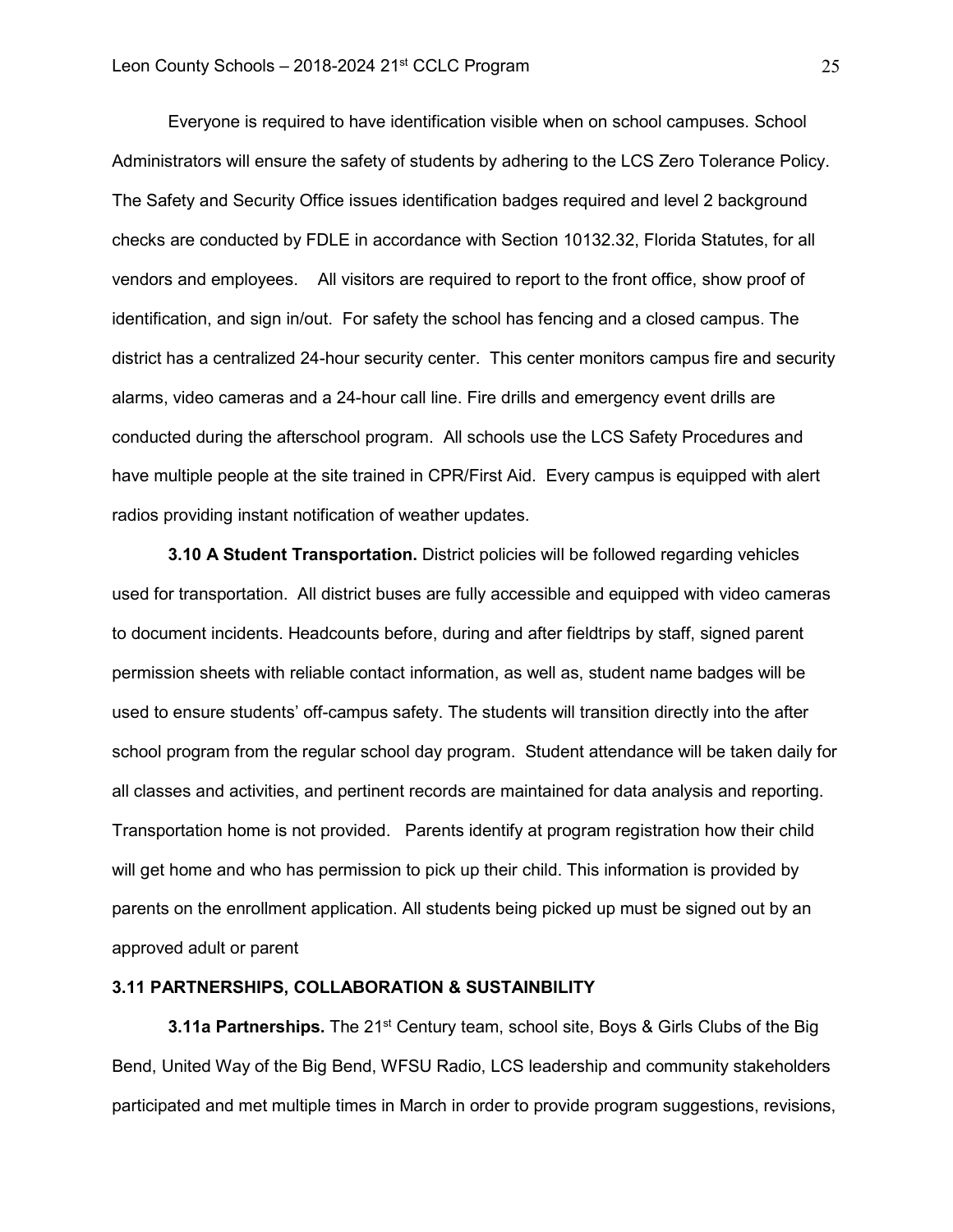Everyone is required to have identification visible when on school campuses. School Administrators will ensure the safety of students by adhering to the LCS Zero Tolerance Policy. The Safety and Security Office issues identification badges required and level 2 background checks are conducted by FDLE in accordance with Section 10132.32, Florida Statutes, for all vendors and employees.  All visitors are required to report to the front office, show proof of identification, and sign in/out. For safety the school has fencing and a closed campus. The district has a centralized 24-hour security center. This center monitors campus fire and security alarms, video cameras and a 24-hour call line. Fire drills and emergency event drills are conducted during the afterschool program. All schools use the LCS Safety Procedures and have multiple people at the site trained in CPR/First Aid. Every campus is equipped with alert radios providing instant notification of weather updates.

**3.10 A Student Transportation.** District policies will be followed regarding vehicles used for transportation. All district buses are fully accessible and equipped with video cameras to document incidents. Headcounts before, during and after fieldtrips by staff, signed parent permission sheets with reliable contact information, as well as, student name badges will be used to ensure students' off-campus safety. The students will transition directly into the after school program from the regular school day program. Student attendance will be taken daily for all classes and activities, and pertinent records are maintained for data analysis and reporting. Transportation home is not provided. Parents identify at program registration how their child will get home and who has permission to pick up their child. This information is provided by parents on the enrollment application. All students being picked up must be signed out by an approved adult or parent

### 3.11 PARTNERSHIPS, COLLABORATION & SUSTAINBILITY

**3.11a Partnerships.** The 21st Century team, school site, Boys & Girls Clubs of the Big Bend, United Way of the Big Bend, WFSU Radio, LCS leadership and community stakeholders participated and met multiple times in March in order to provide program suggestions, revisions,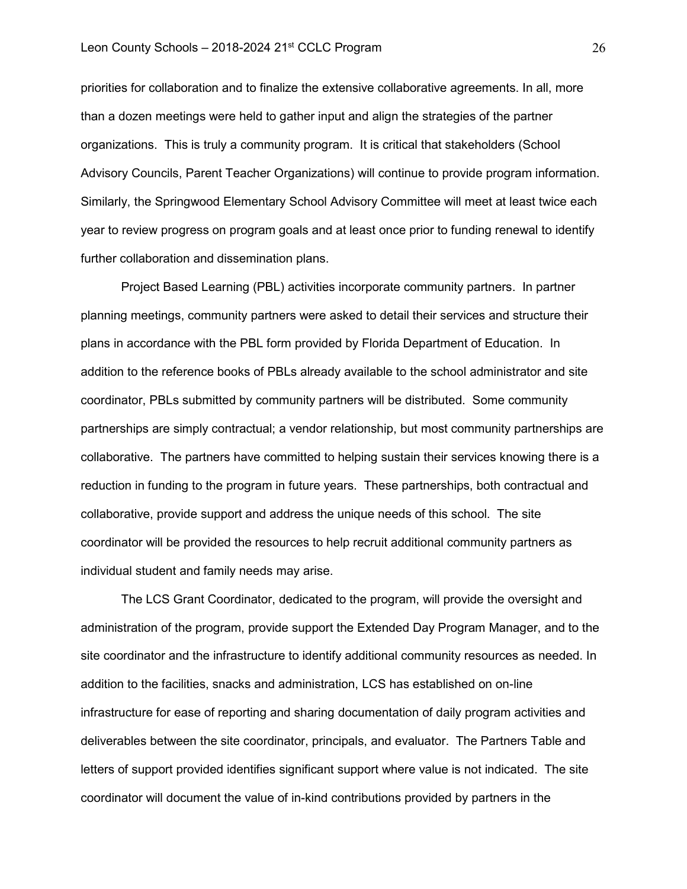priorities for collaboration and to finalize the extensive collaborative agreements. In all, more than a dozen meetings were held to gather input and align the strategies of the partner organizations. This is truly a community program. It is critical that stakeholders (School Advisory Councils, Parent Teacher Organizations) will continue to provide program information. Similarly, the Springwood Elementary School Advisory Committee will meet at least twice each year to review progress on program goals and at least once prior to funding renewal to identify further collaboration and dissemination plans.

Project Based Learning (PBL) activities incorporate community partners. In partner planning meetings, community partners were asked to detail their services and structure their plans in accordance with the PBL form provided by Florida Department of Education. In addition to the reference books of PBLs already available to the school administrator and site coordinator, PBLs submitted by community partners will be distributed. Some community partnerships are simply contractual; a vendor relationship, but most community partnerships are collaborative. The partners have committed to helping sustain their services knowing there is a reduction in funding to the program in future years. These partnerships, both contractual and collaborative, provide support and address the unique needs of this school. The site coordinator will be provided the resources to help recruit additional community partners as individual student and family needs may arise.

The LCS Grant Coordinator, dedicated to the program, will provide the oversight and administration of the program, provide support the Extended Day Program Manager, and to the site coordinator and the infrastructure to identify additional community resources as needed. In addition to the facilities, snacks and administration, LCS has established on on-line infrastructure for ease of reporting and sharing documentation of daily program activities and deliverables between the site coordinator, principals, and evaluator. The Partners Table and letters of support provided identifies significant support where value is not indicated. The site coordinator will document the value of in-kind contributions provided by partners in the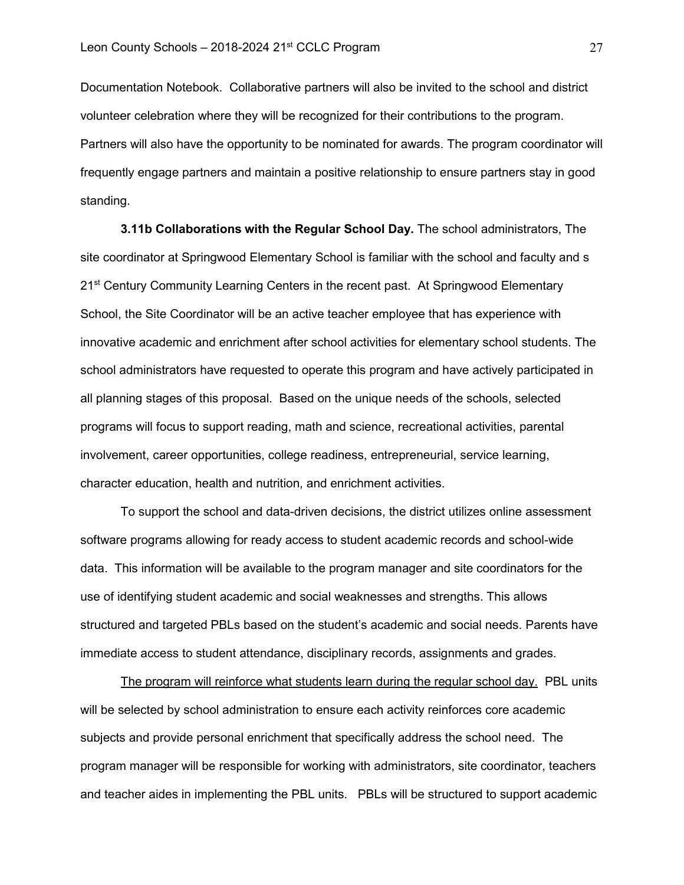Documentation Notebook. Collaborative partners will also be invited to the school and district volunteer celebration where they will be recognized for their contributions to the program. Partners will also have the opportunity to be nominated for awards. The program coordinator will frequently engage partners and maintain a positive relationship to ensure partners stay in good standing.

**3.11b Collaborations with the Regular School Day.** The school administrators, The site coordinator at Springwood Elementary School is familiar with the school and faculty and s 21st Century Community Learning Centers in the recent past. At Springwood Elementary School, the Site Coordinator will be an active teacher employee that has experience with innovative academic and enrichment after school activities for elementary school students. The school administrators have requested to operate this program and have actively participated in all planning stages of this proposal. Based on the unique needs of the schools, selected programs will focus to support reading, math and science, recreational activities, parental involvement, career opportunities, college readiness, entrepreneurial, service learning, character education, health and nutrition, and enrichment activities.

To support the school and data-driven decisions, the district utilizes online assessment software programs allowing for ready access to student academic records and school-wide data. This information will be available to the program manager and site coordinators for the use of identifying student academic and social weaknesses and strengths. This allows structured and targeted PBLs based on the student's academic and social needs. Parents have immediate access to student attendance, disciplinary records, assignments and grades.

<u>The program will reinforce what students learn during the regular school day.</u> PBL units will be selected by school administration to ensure each activity reinforces core academic subjects and provide personal enrichment that specifically address the school need. The program manager will be responsible for working with administrators, site coordinator, teachers and teacher aides in implementing the PBL units. PBLs will be structured to support academic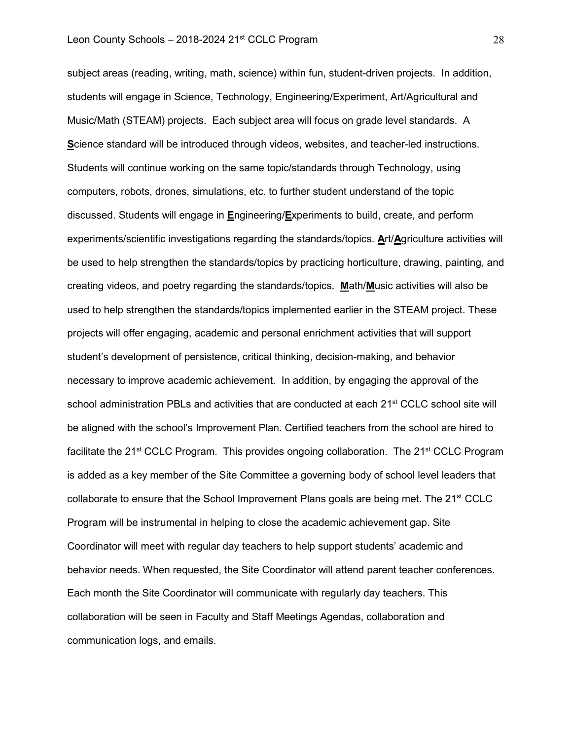subject areas (reading, writing, math, science) within fun, student-driven projects. In addition, students will engage in Science, Technology, Engineering/Experiment, Art/Agricultural and Music/Math (STEAM) projects. Each subject area will focus on grade level standards. A **S**cience standard will be introduced through videos, websites, and teacher-led instructions. Students will continue working on the same topic/standards through **T**echnology, using computers, robots, drones, simulations, etc. to further student understand of the topic discussed. Students will engage in **E**ngineering/**E**xperiments to build, create, and perform experiments/scientific investigations regarding the standards/topics. **A**rt/**A**griculture activities will be used to help strengthen the standards/topics by practicing horticulture, drawing, painting, and creating videos, and poetry regarding the standards/topics. **M**ath/**M**usic activities will also be used to help strengthen the standards/topics implemented earlier in the STEAM project. These projects will offer engaging, academic and personal enrichment activities that will support student's development of persistence, critical thinking, decision-making, and behavior necessary to improve academic achievement. In addition, by engaging the approval of the school administration PBLs and activities that are conducted at each 21st CCLC school site will be aligned with the school's Improvement Plan. Certified teachers from the school are hired to facilitate the 21st CCLC Program. This provides ongoing collaboration. The 21st CCLC Program is added as a key member of the Site Committee a governing body of school level leaders that collaborate to ensure that the School Improvement Plans goals are being met. The 21st CCLC Program will be instrumental in helping to close the academic achievement gap. Site Coordinator will meet with regular day teachers to help support students' academic and behavior needs. When requested, the Site Coordinator will attend parent teacher conferences. Each month the Site Coordinator will communicate with regularly day teachers. This collaboration will be seen in Faculty and Staff Meetings Agendas, collaboration and communication logs, and emails.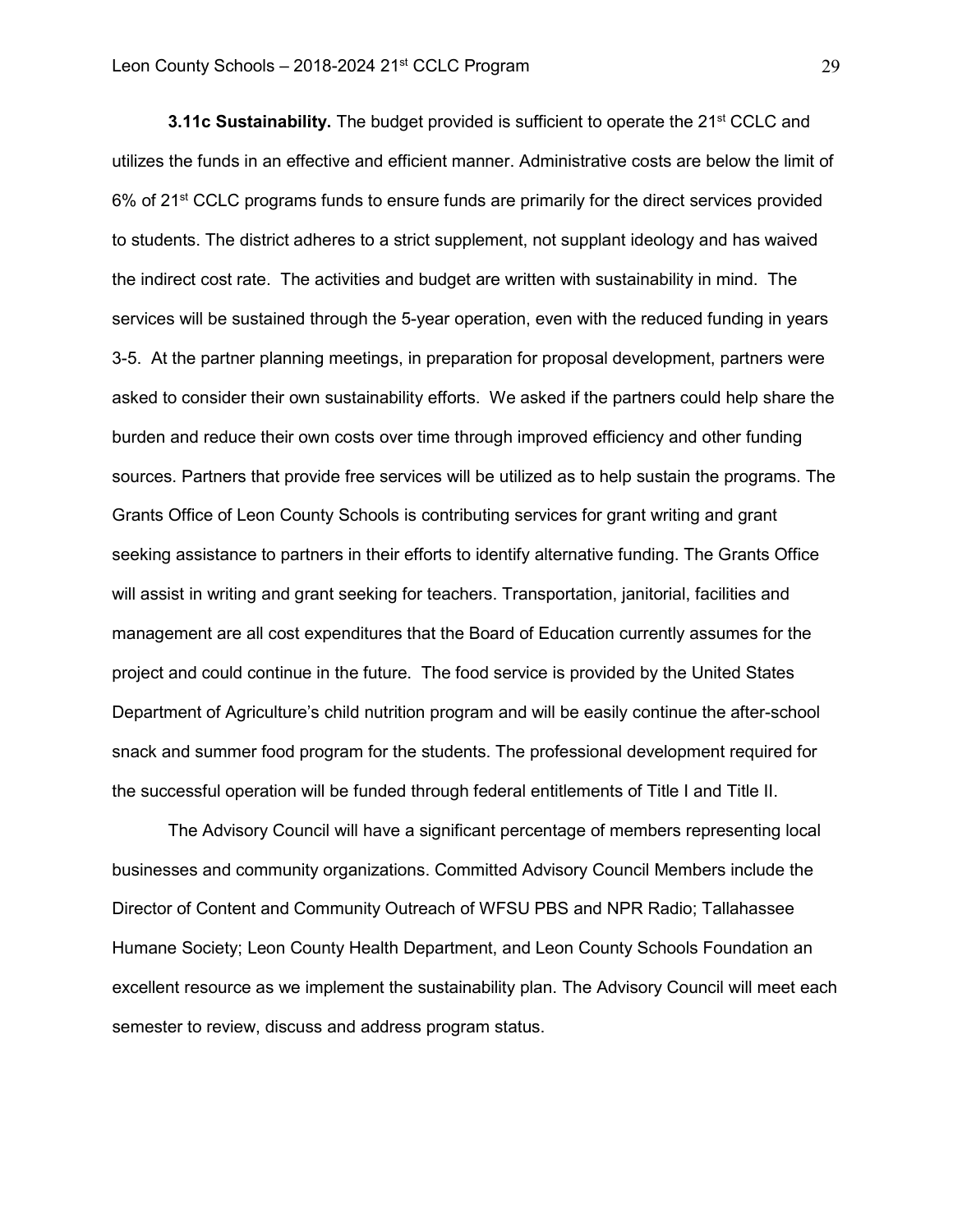**3.11c Sustainability.** The budget provided is sufficient to operate the 21st CCLC and utilizes the funds in an effective and efficient manner. Administrative costs are below the limit of 6% of 21st CCLC programs funds to ensure funds are primarily for the direct services provided to students. The district adheres to a strict supplement, not supplant ideology and has waived the indirect cost rate. The activities and budget are written with sustainability in mind. The services will be sustained through the 5-year operation, even with the reduced funding in years 3-5. At the partner planning meetings, in preparation for proposal development, partners were asked to consider their own sustainability efforts. We asked if the partners could help share the burden and reduce their own costs over time through improved efficiency and other funding sources. Partners that provide free services will be utilized as to help sustain the programs. The Grants Office of Leon County Schools is contributing services for grant writing and grant seeking assistance to partners in their efforts to identify alternative funding. The Grants Office will assist in writing and grant seeking for teachers. Transportation, janitorial, facilities and management are all cost expenditures that the Board of Education currently assumes for the project and could continue in the future. The food service is provided by the United States Department of Agriculture's child nutrition program and will be easily continue the after-school snack and summer food program for the students. The professional development required for the successful operation will be funded through federal entitlements of Title I and Title II.

The Advisory Council will have a significant percentage of members representing local businesses and community organizations. Committed Advisory Council Members include the Director of Content and Community Outreach of WFSU PBS and NPR Radio; Tallahassee Humane Society; Leon County Health Department, and Leon County Schools Foundation an excellent resource as we implement the sustainability plan. The Advisory Council will meet each semester to review, discuss and address program status.